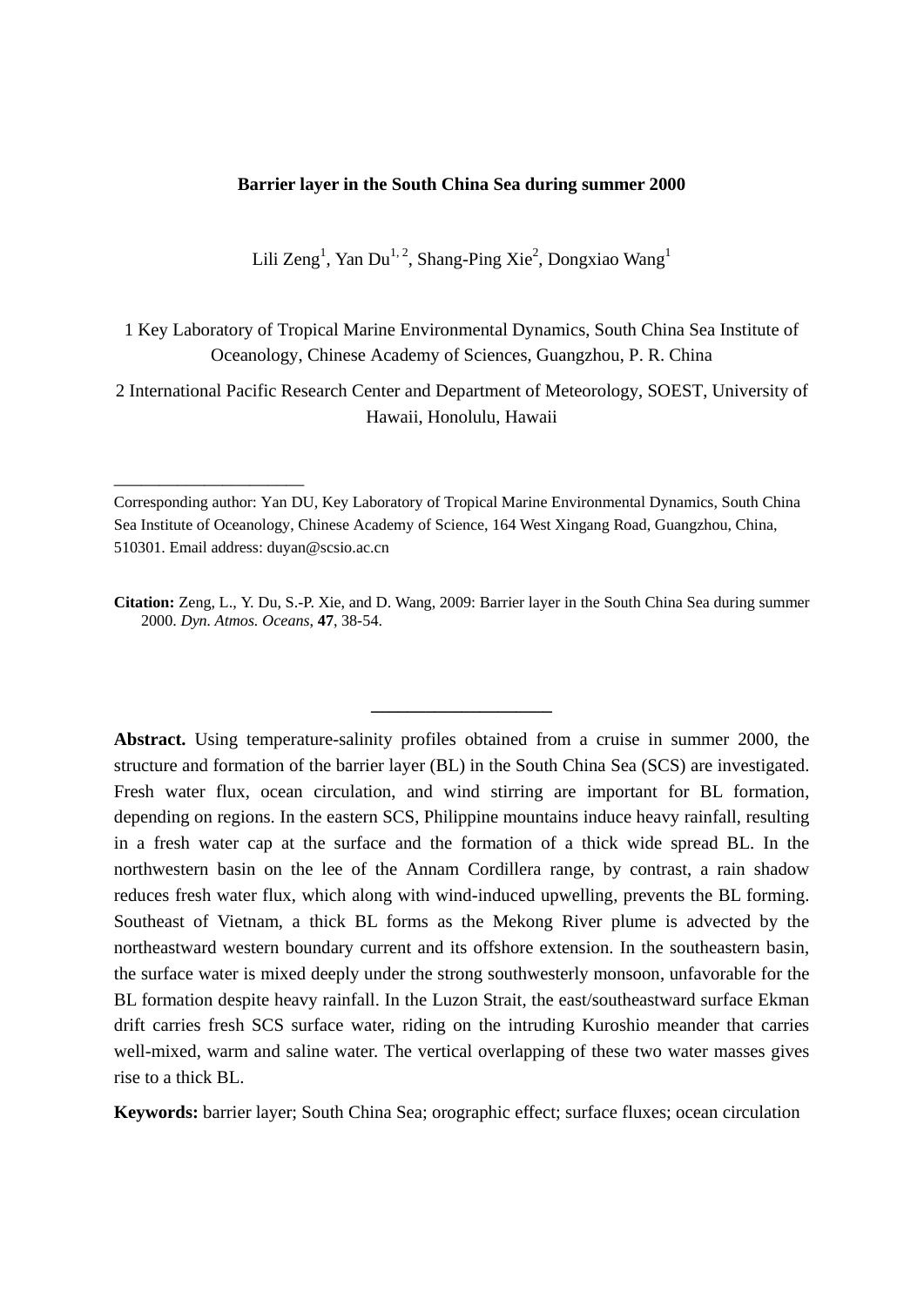# Barrier layer in the South China Sea during summer 2000

Lili Zeng[1], Yan Du[1, 2], Shang-Ping Xie[2], Dongxiao Wang[1]

1 Key Laboratory of Tropical Marine Environmental Dynamics, South China Sea Institute of Oceanology, Chinese Academy of Sciences, Guangzhou, P. R. China

2 International Pacific Research Center and Department of Meteorology, SOEST, University of Hawaii, Honolulu, Hawaii

---

Corresponding author: Yan DU, Key Laboratory of Tropical Marine Environmental Dynamics, South China Sea Institute of Oceanology, Chinese Academy of Science, 164 West Xingang Road, Guangzhou, China, 510301. Email address: duyan@scsio.ac.cn

**Citation:** Zeng, L., Y. Du, S.-P. Xie, and D. Wang, 2009: Barrier layer in the South China Sea during summer 2000. *Dyn. Atmos. Oceans*, **47**, 38-54.

---

**Abstract.** Using temperature-salinity profiles obtained from a cruise in summer 2000, the structure and formation of the barrier layer (BL) in the South China Sea (SCS) are investigated. Fresh water flux, ocean circulation, and wind stirring are important for BL formation, depending on regions. In the eastern SCS, Philippine mountains induce heavy rainfall, resulting in a fresh water cap at the surface and the formation of a thick wide spread BL. In the northwestern basin on the lee of the Annam Cordillera range, by contrast, a rain shadow reduces fresh water flux, which along with wind-induced upwelling, prevents the BL forming. Southeast of Vietnam, a thick BL forms as the Mekong River plume is advected by the northeastward western boundary current and its offshore extension. In the southeastern basin, the surface water is mixed deeply under the strong southwesterly monsoon, unfavorable for the BL formation despite heavy rainfall. In the Luzon Strait, the east/southeastward surface Ekman drift carries fresh SCS surface water, riding on the intruding Kuroshio meander that carries well-mixed, warm and saline water. The vertical overlapping of these two water masses gives rise to a thick BL.

**Keywords:** barrier layer; South China Sea; orographic effect; surface fluxes; ocean circulation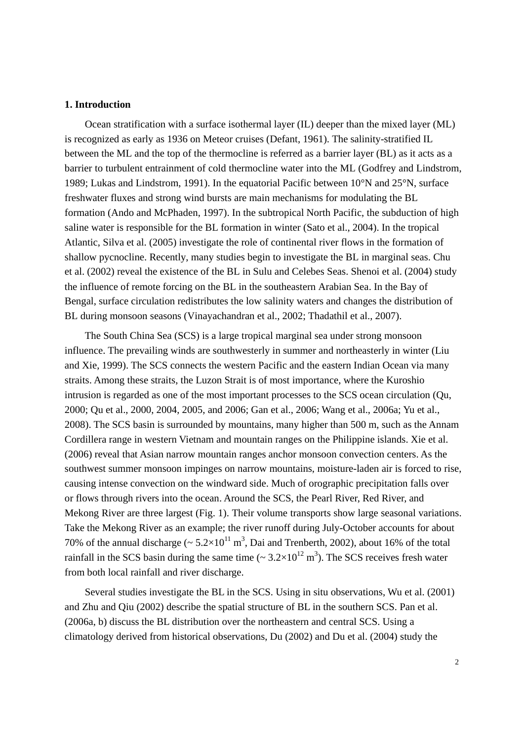## 1. Introduction

Ocean stratification with a surface isothermal layer (IL) deeper than the mixed layer (ML) is recognized as early as 1936 on Meteor cruises (Defant, 1961). The salinity-stratified IL between the ML and the top of the thermocline is referred as a barrier layer (BL) as it acts as a barrier to turbulent entrainment of cold thermocline water into the ML (Godfrey and Lindstrom, 1989; Lukas and Lindstrom, 1991). In the equatorial Pacific between 10°N and 25°N, surface freshwater fluxes and strong wind bursts are main mechanisms for modulating the BL formation (Ando and McPhaden, 1997). In the subtropical North Pacific, the subduction of high saline water is responsible for the BL formation in winter (Sato et al., 2004). In the tropical Atlantic, Silva et al. (2005) investigate the role of continental river flows in the formation of shallow pycnocline. Recently, many studies begin to investigate the BL in marginal seas. Chu et al. (2002) reveal the existence of the BL in Sulu and Celebes Seas. Shenoi et al. (2004) study the influence of remote forcing on the BL in the southeastern Arabian Sea. In the Bay of Bengal, surface circulation redistributes the low salinity waters and changes the distribution of BL during monsoon seasons (Vinayachandran et al., 2002; Thadathil et al., 2007).

The South China Sea (SCS) is a large tropical marginal sea under strong monsoon influence. The prevailing winds are southwesterly in summer and northeasterly in winter (Liu and Xie, 1999). The SCS connects the western Pacific and the eastern Indian Ocean via many straits. Among these straits, the Luzon Strait is of most importance, where the Kuroshio intrusion is regarded as one of the most important processes to the SCS ocean circulation (Qu, 2000; Qu et al., 2000, 2004, 2005, and 2006; Gan et al., 2006; Wang et al., 2006a; Yu et al., 2008). The SCS basin is surrounded by mountains, many higher than 500 m, such as the Annam Cordillera range in western Vietnam and mountain ranges on the Philippine islands. Xie et al. (2006) reveal that Asian narrow mountain ranges anchor monsoon convection centers. As the southwest summer monsoon impinges on narrow mountains, moisture-laden air is forced to rise, causing intense convection on the windward side. Much of orographic precipitation falls over or flows through rivers into the ocean. Around the SCS, the Pearl River, Red River, and Mekong River are three largest (Fig. 1). Their volume transports show large seasonal variations. Take the Mekong River as an example; the river runoff during July-October accounts for about 70% of the annual discharge (~ $5.2\times10^{11}$ $m^3$, Dai and Trenberth, 2002), about 16% of the total rainfall in the SCS basin during the same time (~ $3.2\times10^{12}$ $m^3$). The SCS receives fresh water from both local rainfall and river discharge.

Several studies investigate the BL in the SCS. Using in situ observations, Wu et al. (2001) and Zhu and Qiu (2002) describe the spatial structure of BL in the southern SCS. Pan et al. (2006a, b) discuss the BL distribution over the northeastern and central SCS. Using a climatology derived from historical observations, Du (2002) and Du et al. (2004) study the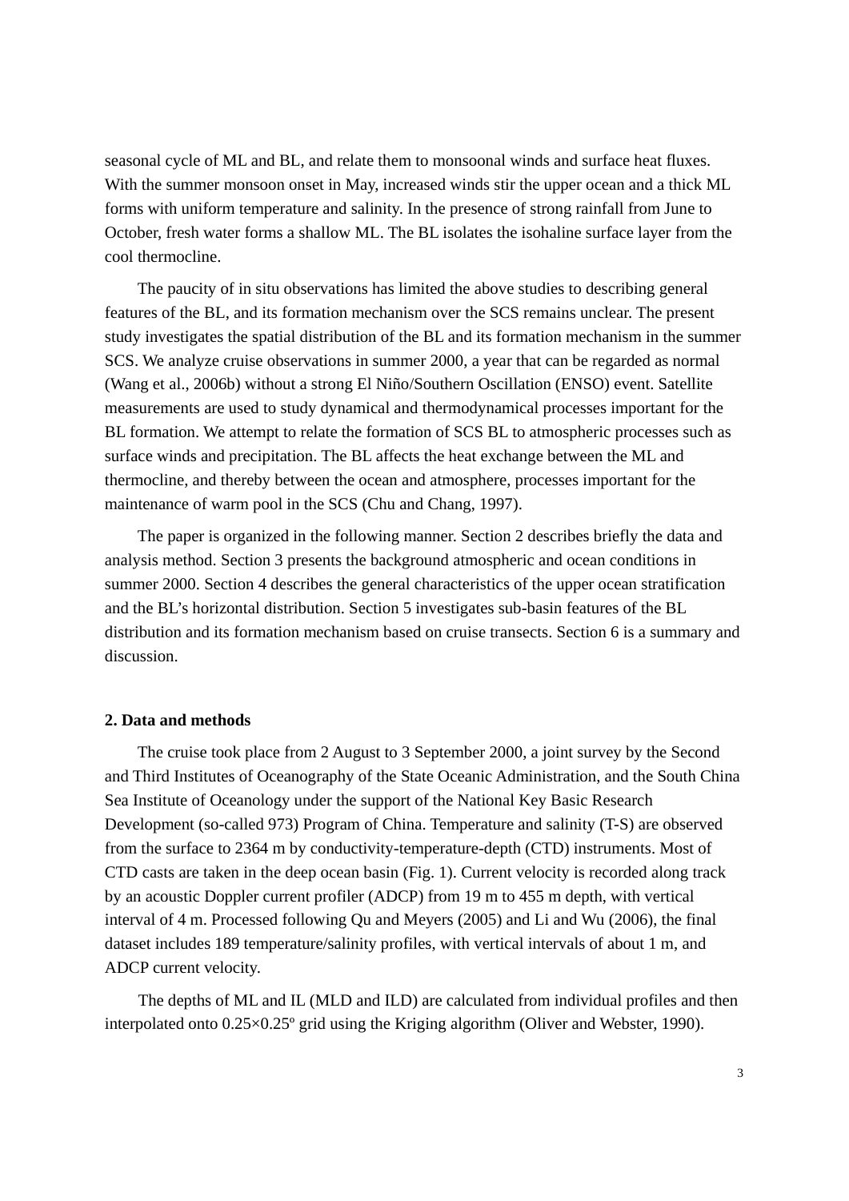seasonal cycle of ML and BL, and relate them to monsoonal winds and surface heat fluxes. With the summer monsoon onset in May, increased winds stir the upper ocean and a thick ML forms with uniform temperature and salinity. In the presence of strong rainfall from June to October, fresh water forms a shallow ML. The BL isolates the isohaline surface layer from the cool thermocline.

The paucity of in situ observations has limited the above studies to describing general features of the BL, and its formation mechanism over the SCS remains unclear. The present study investigates the spatial distribution of the BL and its formation mechanism in the summer SCS. We analyze cruise observations in summer 2000, a year that can be regarded as normal (Wang et al., 2006b) without a strong El Niño/Southern Oscillation (ENSO) event. Satellite measurements are used to study dynamical and thermodynamical processes important for the BL formation. We attempt to relate the formation of SCS BL to atmospheric processes such as surface winds and precipitation. The BL affects the heat exchange between the ML and thermocline, and thereby between the ocean and atmosphere, processes important for the maintenance of warm pool in the SCS (Chu and Chang, 1997).

The paper is organized in the following manner. Section 2 describes briefly the data and analysis method. Section 3 presents the background atmospheric and ocean conditions in summer 2000. Section 4 describes the general characteristics of the upper ocean stratification and the BL's horizontal distribution. Section 5 investigates sub-basin features of the BL distribution and its formation mechanism based on cruise transects. Section 6 is a summary and discussion.

## 2. Data and methods

The cruise took place from 2 August to 3 September 2000, a joint survey by the Second and Third Institutes of Oceanography of the State Oceanic Administration, and the South China Sea Institute of Oceanology under the support of the National Key Basic Research Development (so-called 973) Program of China. Temperature and salinity (T-S) are observed from the surface to 2364 m by conductivity-temperature-depth (CTD) instruments. Most of CTD casts are taken in the deep ocean basin (Fig. 1). Current velocity is recorded along track by an acoustic Doppler current profiler (ADCP) from 19 m to 455 m depth, with vertical interval of 4 m. Processed following Qu and Meyers (2005) and Li and Wu (2006), the final dataset includes 189 temperature/salinity profiles, with vertical intervals of about 1 m, and ADCP current velocity.

The depths of ML and IL (MLD and ILD) are calculated from individual profiles and then interpolated onto $0.25\times0.25^{\circ}$ grid using the Kriging algorithm (Oliver and Webster, 1990).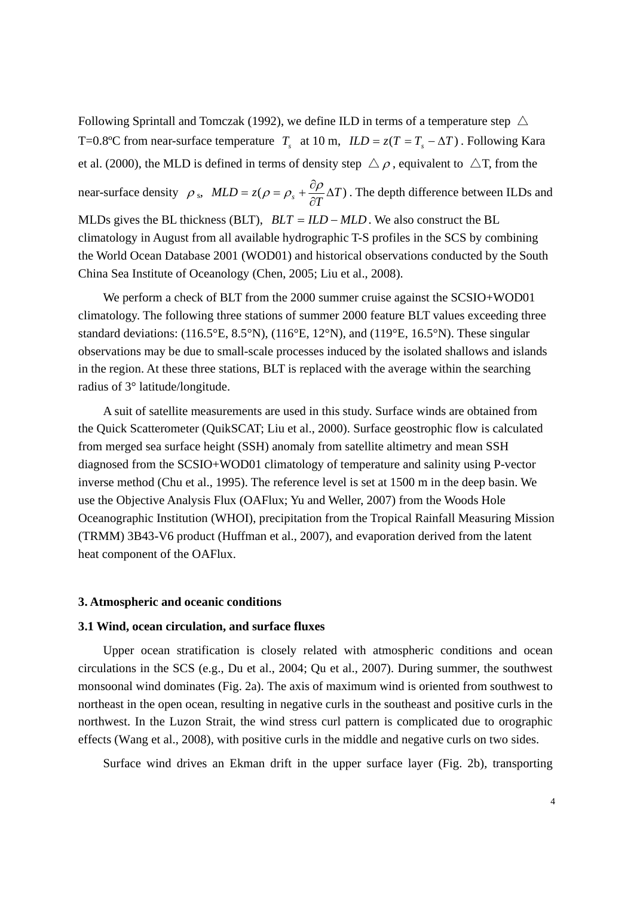Following Sprintall and Tomczak (1992), we define ILD in terms of a temperature step $\triangle$T=0.8ºC from near-surface temperature $T_s$ at 10 m, $ILD = z(T = T_s - \Delta T)$. Following Kara et al. (2000), the MLD is defined in terms of density step $\triangle \rho$, equivalent to $\triangle$T, from the near-surface density $\rho_s$, $MLD = z(\rho = \rho_s + \frac{\partial \rho}{\partial T}\Delta T)$. The depth difference between ILDs and MLDs gives the BL thickness (BLT), $BLT = ILD - MLD$. We also construct the BL climatology in August from all available hydrographic T-S profiles in the SCS by combining the World Ocean Database 2001 (WOD01) and historical observations conducted by the South China Sea Institute of Oceanology (Chen, 2005; Liu et al., 2008).

We perform a check of BLT from the 2000 summer cruise against the SCSIO+WOD01 climatology. The following three stations of summer 2000 feature BLT values exceeding three standard deviations: (116.5°E, 8.5°N), (116°E, 12°N), and (119°E, 16.5°N). These singular observations may be due to small-scale processes induced by the isolated shallows and islands in the region. At these three stations, BLT is replaced with the average within the searching radius of 3° latitude/longitude.

A suit of satellite measurements are used in this study. Surface winds are obtained from the Quick Scatterometer (QuikSCAT; Liu et al., 2000). Surface geostrophic flow is calculated from merged sea surface height (SSH) anomaly from satellite altimetry and mean SSH diagnosed from the SCSIO+WOD01 climatology of temperature and salinity using P-vector inverse method (Chu et al., 1995). The reference level is set at 1500 m in the deep basin. We use the Objective Analysis Flux (OAFlux; Yu and Weller, 2007) from the Woods Hole Oceanographic Institution (WHOI), precipitation from the Tropical Rainfall Measuring Mission (TRMM) 3B43-V6 product (Huffman et al., 2007), and evaporation derived from the latent heat component of the OAFlux.

## 3. Atmospheric and oceanic conditions

### 3.1 Wind, ocean circulation, and surface fluxes

Upper ocean stratification is closely related with atmospheric conditions and ocean circulations in the SCS (e.g., Du et al., 2004; Qu et al., 2007). During summer, the southwest monsoonal wind dominates (Fig. 2a). The axis of maximum wind is oriented from southwest to northeast in the open ocean, resulting in negative curls in the southeast and positive curls in the northwest. In the Luzon Strait, the wind stress curl pattern is complicated due to orographic effects (Wang et al., 2008), with positive curls in the middle and negative curls on two sides.

Surface wind drives an Ekman drift in the upper surface layer (Fig. 2b), transporting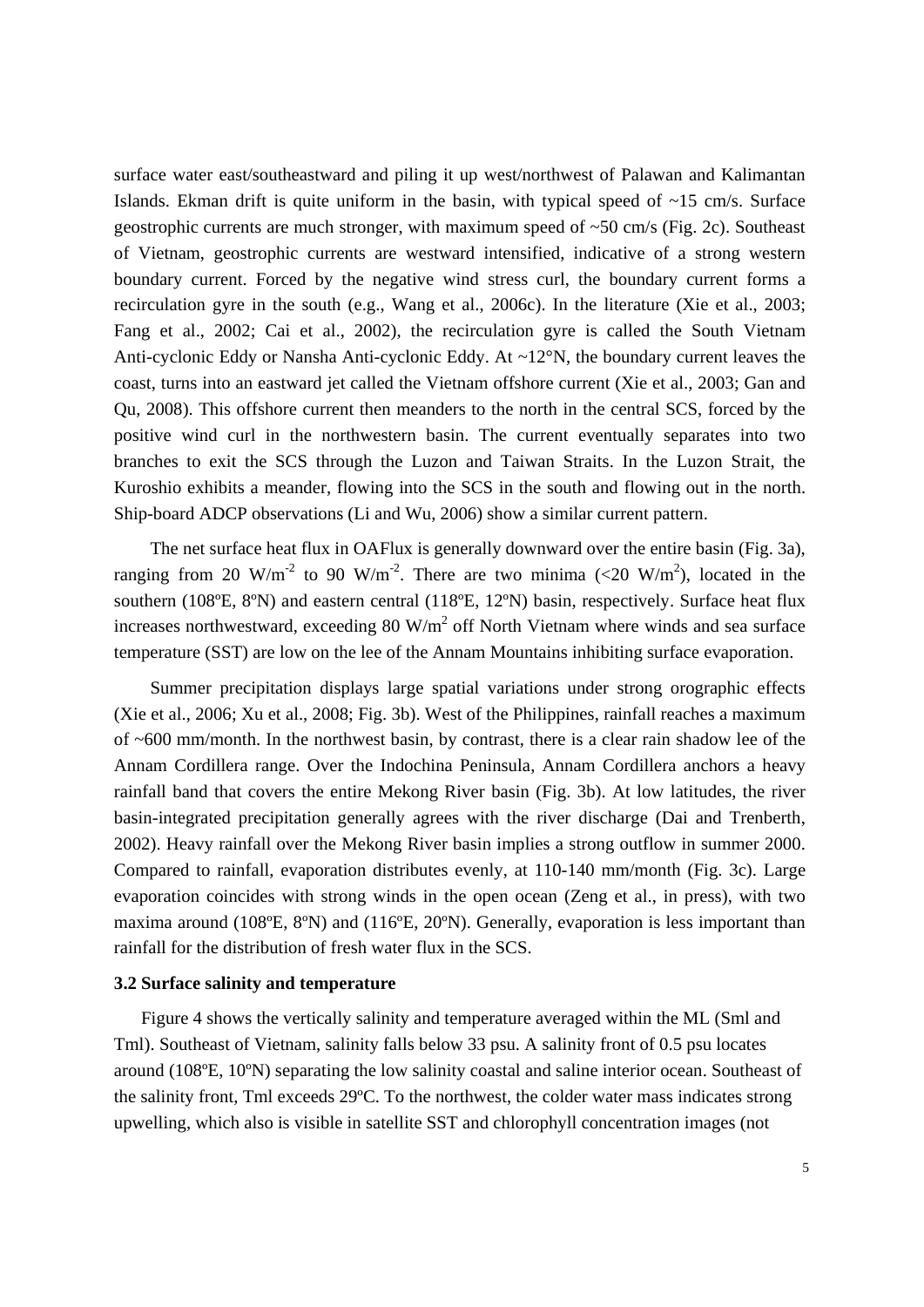surface water east/southeastward and piling it up west/northwest of Palawan and Kalimantan Islands. Ekman drift is quite uniform in the basin, with typical speed of ~15 cm/s. Surface geostrophic currents are much stronger, with maximum speed of ~50 cm/s (Fig. 2c). Southeast of Vietnam, geostrophic currents are westward intensified, indicative of a strong western boundary current. Forced by the negative wind stress curl, the boundary current forms a recirculation gyre in the south (e.g., Wang et al., 2006c). In the literature (Xie et al., 2003; Fang et al., 2002; Cai et al., 2002), the recirculation gyre is called the South Vietnam Anti-cyclonic Eddy or Nansha Anti-cyclonic Eddy. At ~12°N, the boundary current leaves the coast, turns into an eastward jet called the Vietnam offshore current (Xie et al., 2003; Gan and Qu, 2008). This offshore current then meanders to the north in the central SCS, forced by the positive wind curl in the northwestern basin. The current eventually separates into two branches to exit the SCS through the Luzon and Taiwan Straits. In the Luzon Strait, the Kuroshio exhibits a meander, flowing into the SCS in the south and flowing out in the north. Ship-board ADCP observations (Li and Wu, 2006) show a similar current pattern.

The net surface heat flux in OAFlux is generally downward over the entire basin (Fig. 3a), ranging from 20 $W/m^{-2}$ to 90 $W/m^{-2}$. There are two minima (<20 $W/m^2$), located in the southern (108ºE, 8ºN) and eastern central (118ºE, 12ºN) basin, respectively. Surface heat flux increases northwestward, exceeding 80 $W/m^2$ off North Vietnam where winds and sea surface temperature (SST) are low on the lee of the Annam Mountains inhibiting surface evaporation.

Summer precipitation displays large spatial variations under strong orographic effects (Xie et al., 2006; Xu et al., 2008; Fig. 3b). West of the Philippines, rainfall reaches a maximum of ~600 mm/month. In the northwest basin, by contrast, there is a clear rain shadow lee of the Annam Cordillera range. Over the Indochina Peninsula, Annam Cordillera anchors a heavy rainfall band that covers the entire Mekong River basin (Fig. 3b). At low latitudes, the river basin-integrated precipitation generally agrees with the river discharge (Dai and Trenberth, 2002). Heavy rainfall over the Mekong River basin implies a strong outflow in summer 2000. Compared to rainfall, evaporation distributes evenly, at 110-140 mm/month (Fig. 3c). Large evaporation coincides with strong winds in the open ocean (Zeng et al., in press), with two maxima around (108ºE, 8ºN) and (116ºE, 20ºN). Generally, evaporation is less important than rainfall for the distribution of fresh water flux in the SCS.

### 3.2 Surface salinity and temperature

Figure 4 shows the vertically salinity and temperature averaged within the ML (Sml and Tml). Southeast of Vietnam, salinity falls below 33 psu. A salinity front of 0.5 psu locates around (108ºE, 10ºN) separating the low salinity coastal and saline interior ocean. Southeast of the salinity front, Tml exceeds 29ºC. To the northwest, the colder water mass indicates strong upwelling, which also is visible in satellite SST and chlorophyll concentration images (not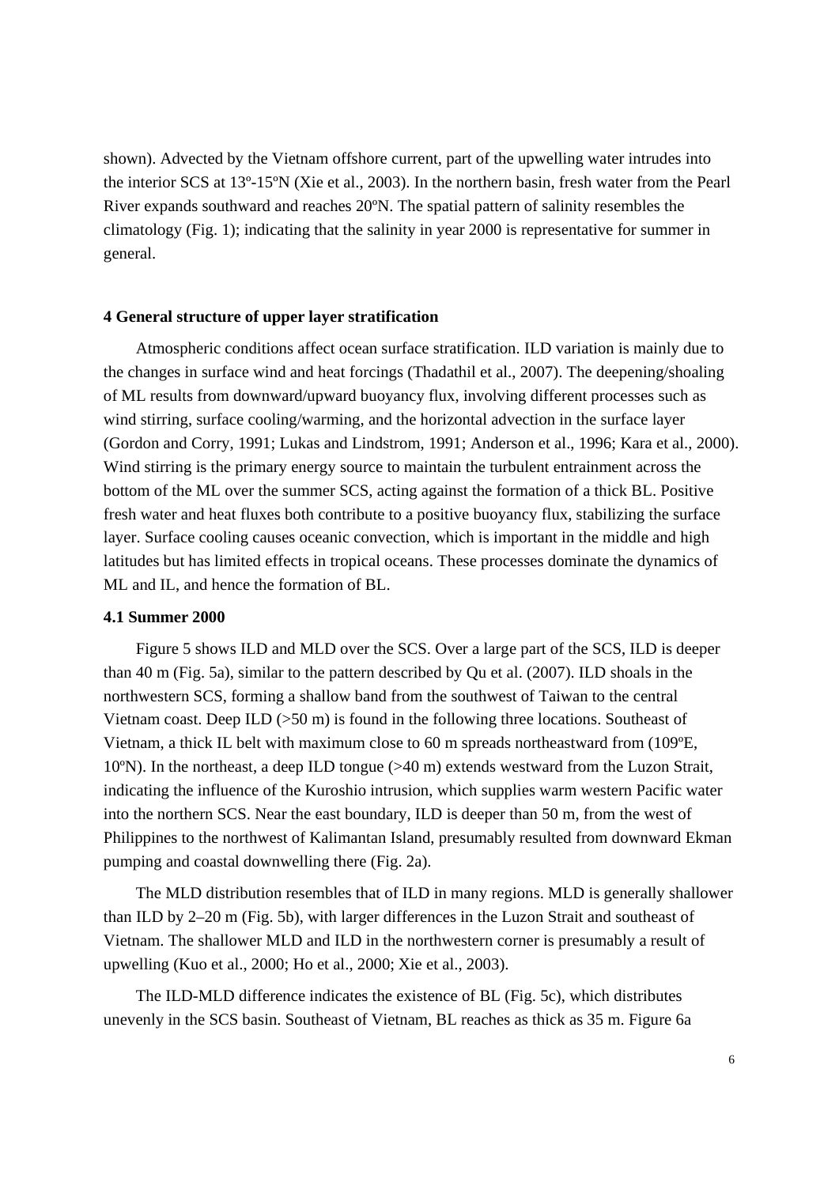shown). Advected by the Vietnam offshore current, part of the upwelling water intrudes into the interior SCS at 13º-15ºN (Xie et al., 2003). In the northern basin, fresh water from the Pearl River expands southward and reaches 20ºN. The spatial pattern of salinity resembles the climatology (Fig. 1); indicating that the salinity in year 2000 is representative for summer in general.

## 4 General structure of upper layer stratification

Atmospheric conditions affect ocean surface stratification. ILD variation is mainly due to the changes in surface wind and heat forcings (Thadathil et al., 2007). The deepening/shoaling of ML results from downward/upward buoyancy flux, involving different processes such as wind stirring, surface cooling/warming, and the horizontal advection in the surface layer (Gordon and Corry, 1991; Lukas and Lindstrom, 1991; Anderson et al., 1996; Kara et al., 2000). Wind stirring is the primary energy source to maintain the turbulent entrainment across the bottom of the ML over the summer SCS, acting against the formation of a thick BL. Positive fresh water and heat fluxes both contribute to a positive buoyancy flux, stabilizing the surface layer. Surface cooling causes oceanic convection, which is important in the middle and high latitudes but has limited effects in tropical oceans. These processes dominate the dynamics of ML and IL, and hence the formation of BL.

### 4.1 Summer 2000

Figure 5 shows ILD and MLD over the SCS. Over a large part of the SCS, ILD is deeper than 40 m (Fig. 5a), similar to the pattern described by Qu et al. (2007). ILD shoals in the northwestern SCS, forming a shallow band from the southwest of Taiwan to the central Vietnam coast. Deep ILD (>50 m) is found in the following three locations. Southeast of Vietnam, a thick IL belt with maximum close to 60 m spreads northeastward from (109ºE, 10ºN). In the northeast, a deep ILD tongue (>40 m) extends westward from the Luzon Strait, indicating the influence of the Kuroshio intrusion, which supplies warm western Pacific water into the northern SCS. Near the east boundary, ILD is deeper than 50 m, from the west of Philippines to the northwest of Kalimantan Island, presumably resulted from downward Ekman pumping and coastal downwelling there (Fig. 2a).

The MLD distribution resembles that of ILD in many regions. MLD is generally shallower than ILD by 2–20 m (Fig. 5b), with larger differences in the Luzon Strait and southeast of Vietnam. The shallower MLD and ILD in the northwestern corner is presumably a result of upwelling (Kuo et al., 2000; Ho et al., 2000; Xie et al., 2003).

The ILD-MLD difference indicates the existence of BL (Fig. 5c), which distributes unevenly in the SCS basin. Southeast of Vietnam, BL reaches as thick as 35 m. Figure 6a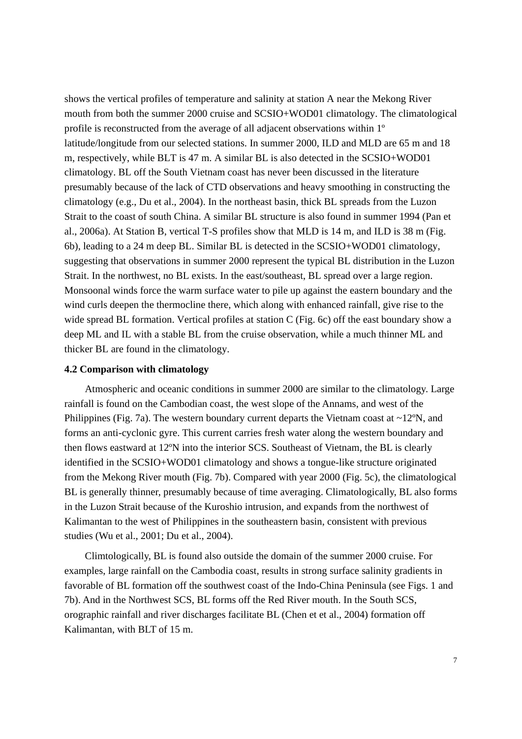shows the vertical profiles of temperature and salinity at station A near the Mekong River mouth from both the summer 2000 cruise and SCSIO+WOD01 climatology. The climatological profile is reconstructed from the average of all adjacent observations within 1º latitude/longitude from our selected stations. In summer 2000, ILD and MLD are 65 m and 18 m, respectively, while BLT is 47 m. A similar BL is also detected in the SCSIO+WOD01 climatology. BL off the South Vietnam coast has never been discussed in the literature presumably because of the lack of CTD observations and heavy smoothing in constructing the climatology (e.g., Du et al., 2004). In the northeast basin, thick BL spreads from the Luzon Strait to the coast of south China. A similar BL structure is also found in summer 1994 (Pan et al., 2006a). At Station B, vertical T-S profiles show that MLD is 14 m, and ILD is 38 m (Fig. 6b), leading to a 24 m deep BL. Similar BL is detected in the SCSIO+WOD01 climatology, suggesting that observations in summer 2000 represent the typical BL distribution in the Luzon Strait. In the northwest, no BL exists. In the east/southeast, BL spread over a large region. Monsoonal winds force the warm surface water to pile up against the eastern boundary and the wind curls deepen the thermocline there, which along with enhanced rainfall, give rise to the wide spread BL formation. Vertical profiles at station C (Fig. 6c) off the east boundary show a deep ML and IL with a stable BL from the cruise observation, while a much thinner ML and thicker BL are found in the climatology.

**4.2 Comparison with climatology**

Atmospheric and oceanic conditions in summer 2000 are similar to the climatology. Large rainfall is found on the Cambodian coast, the west slope of the Annams, and west of the Philippines (Fig. 7a). The western boundary current departs the Vietnam coast at ~12ºN, and forms an anti-cyclonic gyre. This current carries fresh water along the western boundary and then flows eastward at 12ºN into the interior SCS. Southeast of Vietnam, the BL is clearly identified in the SCSIO+WOD01 climatology and shows a tongue-like structure originated from the Mekong River mouth (Fig. 7b). Compared with year 2000 (Fig. 5c), the climatological BL is generally thinner, presumably because of time averaging. Climatologically, BL also forms in the Luzon Strait because of the Kuroshio intrusion, and expands from the northwest of Kalimantan to the west of Philippines in the southeastern basin, consistent with previous studies (Wu et al., 2001; Du et al., 2004).

Climtologically, BL is found also outside the domain of the summer 2000 cruise. For examples, large rainfall on the Cambodia coast, results in strong surface salinity gradients in favorable of BL formation off the southwest coast of the Indo-China Peninsula (see Figs. 1 and 7b). And in the Northwest SCS, BL forms off the Red River mouth. In the South SCS, orographic rainfall and river discharges facilitate BL (Chen et et al., 2004) formation off Kalimantan, with BLT of 15 m.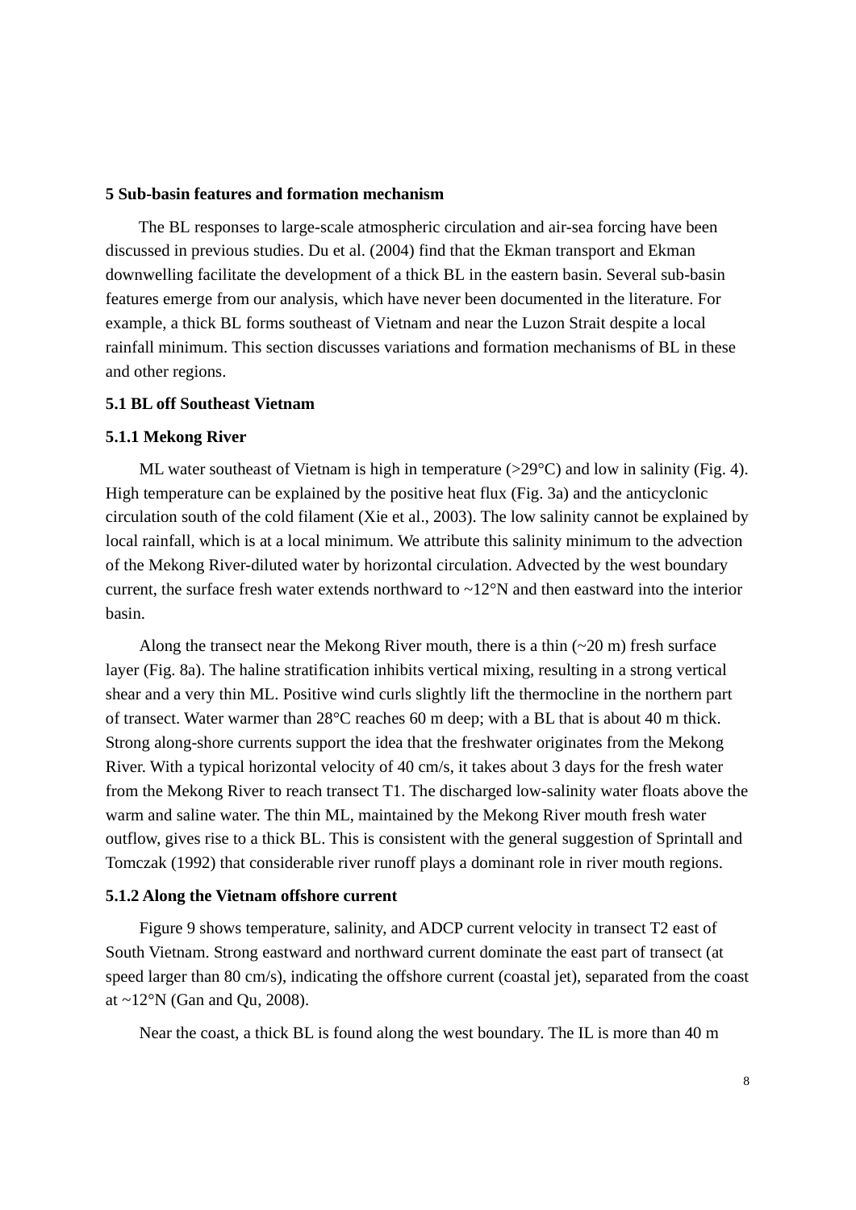## 5 Sub-basin features and formation mechanism

The BL responses to large-scale atmospheric circulation and air-sea forcing have been discussed in previous studies. Du et al. (2004) find that the Ekman transport and Ekman downwelling facilitate the development of a thick BL in the eastern basin. Several sub-basin features emerge from our analysis, which have never been documented in the literature. For example, a thick BL forms southeast of Vietnam and near the Luzon Strait despite a local rainfall minimum. This section discusses variations and formation mechanisms of BL in these and other regions.

### 5.1 BL off Southeast Vietnam

#### 5.1.1 Mekong River

ML water southeast of Vietnam is high in temperature (>29°C) and low in salinity (Fig. 4). High temperature can be explained by the positive heat flux (Fig. 3a) and the anticyclonic circulation south of the cold filament (Xie et al., 2003). The low salinity cannot be explained by local rainfall, which is at a local minimum. We attribute this salinity minimum to the advection of the Mekong River-diluted water by horizontal circulation. Advected by the west boundary current, the surface fresh water extends northward to ~12°N and then eastward into the interior basin.

Along the transect near the Mekong River mouth, there is a thin (~20 m) fresh surface layer (Fig. 8a). The haline stratification inhibits vertical mixing, resulting in a strong vertical shear and a very thin ML. Positive wind curls slightly lift the thermocline in the northern part of transect. Water warmer than 28°C reaches 60 m deep; with a BL that is about 40 m thick. Strong along-shore currents support the idea that the freshwater originates from the Mekong River. With a typical horizontal velocity of 40 cm/s, it takes about 3 days for the fresh water from the Mekong River to reach transect T1. The discharged low-salinity water floats above the warm and saline water. The thin ML, maintained by the Mekong River mouth fresh water outflow, gives rise to a thick BL. This is consistent with the general suggestion of Sprintall and Tomczak (1992) that considerable river runoff plays a dominant role in river mouth regions.

#### 5.1.2 Along the Vietnam offshore current

Figure 9 shows temperature, salinity, and ADCP current velocity in transect T2 east of South Vietnam. Strong eastward and northward current dominate the east part of transect (at speed larger than 80 cm/s), indicating the offshore current (coastal jet), separated from the coast at ~12°N (Gan and Qu, 2008).

Near the coast, a thick BL is found along the west boundary. The IL is more than 40 m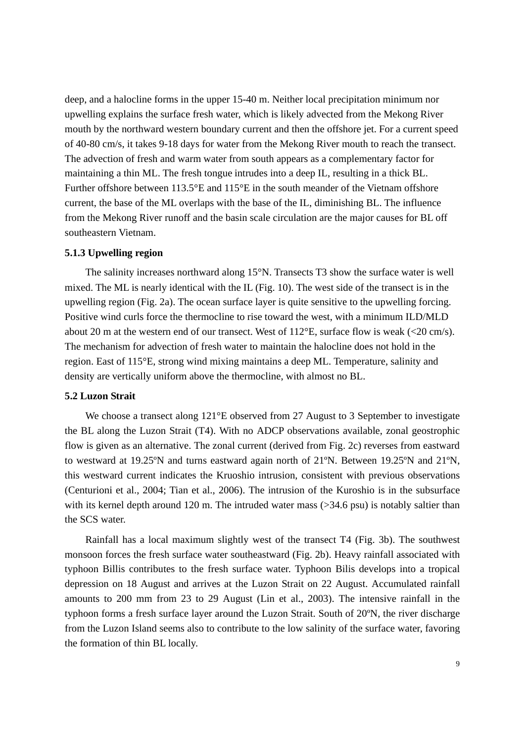deep, and a halocline forms in the upper 15-40 m. Neither local precipitation minimum nor upwelling explains the surface fresh water, which is likely advected from the Mekong River mouth by the northward western boundary current and then the offshore jet. For a current speed of 40-80 cm/s, it takes 9-18 days for water from the Mekong River mouth to reach the transect. The advection of fresh and warm water from south appears as a complementary factor for maintaining a thin ML. The fresh tongue intrudes into a deep IL, resulting in a thick BL. Further offshore between 113.5°E and 115°E in the south meander of the Vietnam offshore current, the base of the ML overlaps with the base of the IL, diminishing BL. The influence from the Mekong River runoff and the basin scale circulation are the major causes for BL off southeastern Vietnam.

### 5.1.3 Upwelling region

The salinity increases northward along 15°N. Transects T3 show the surface water is well mixed. The ML is nearly identical with the IL (Fig. 10). The west side of the transect is in the upwelling region (Fig. 2a). The ocean surface layer is quite sensitive to the upwelling forcing. Positive wind curls force the thermocline to rise toward the west, with a minimum ILD/MLD about 20 m at the western end of our transect. West of 112°E, surface flow is weak (<20 cm/s). The mechanism for advection of fresh water to maintain the halocline does not hold in the region. East of 115°E, strong wind mixing maintains a deep ML. Temperature, salinity and density are vertically uniform above the thermocline, with almost no BL.

## 5.2 Luzon Strait

We choose a transect along 121°E observed from 27 August to 3 September to investigate the BL along the Luzon Strait (T4). With no ADCP observations available, zonal geostrophic flow is given as an alternative. The zonal current (derived from Fig. 2c) reverses from eastward to westward at 19.25ºN and turns eastward again north of 21ºN. Between 19.25ºN and 21ºN, this westward current indicates the Kruoshio intrusion, consistent with previous observations (Centurioni et al., 2004; Tian et al., 2006). The intrusion of the Kuroshio is in the subsurface with its kernel depth around 120 m. The intruded water mass (>34.6 psu) is notably saltier than the SCS water.

Rainfall has a local maximum slightly west of the transect T4 (Fig. 3b). The southwest monsoon forces the fresh surface water southeastward (Fig. 2b). Heavy rainfall associated with typhoon Billis contributes to the fresh surface water. Typhoon Bilis develops into a tropical depression on 18 August and arrives at the Luzon Strait on 22 August. Accumulated rainfall amounts to 200 mm from 23 to 29 August (Lin et al., 2003). The intensive rainfall in the typhoon forms a fresh surface layer around the Luzon Strait. South of 20ºN, the river discharge from the Luzon Island seems also to contribute to the low salinity of the surface water, favoring the formation of thin BL locally.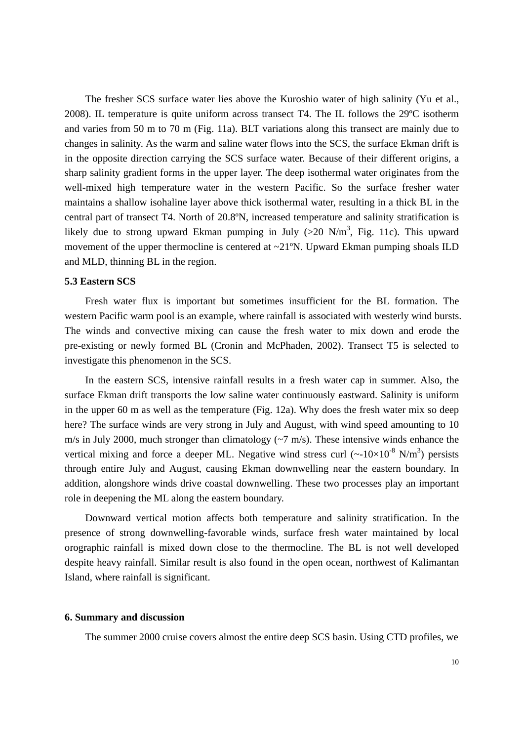The fresher SCS surface water lies above the Kuroshio water of high salinity (Yu et al., 2008). IL temperature is quite uniform across transect T4. The IL follows the 29ºC isotherm and varies from 50 m to 70 m (Fig. 11a). BLT variations along this transect are mainly due to changes in salinity. As the warm and saline water flows into the SCS, the surface Ekman drift is in the opposite direction carrying the SCS surface water. Because of their different origins, a sharp salinity gradient forms in the upper layer. The deep isothermal water originates from the well-mixed high temperature water in the western Pacific. So the surface fresher water maintains a shallow isohaline layer above thick isothermal water, resulting in a thick BL in the central part of transect T4. North of 20.8ºN, increased temperature and salinity stratification is likely due to strong upward Ekman pumping in July (>20 $N/m^3$, Fig. 11c). This upward movement of the upper thermocline is centered at ~21ºN. Upward Ekman pumping shoals ILD and MLD, thinning BL in the region.

### 5.3 Eastern SCS

Fresh water flux is important but sometimes insufficient for the BL formation. The western Pacific warm pool is an example, where rainfall is associated with westerly wind bursts. The winds and convective mixing can cause the fresh water to mix down and erode the pre-existing or newly formed BL (Cronin and McPhaden, 2002). Transect T5 is selected to investigate this phenomenon in the SCS.

In the eastern SCS, intensive rainfall results in a fresh water cap in summer. Also, the surface Ekman drift transports the low saline water continuously eastward. Salinity is uniform in the upper 60 m as well as the temperature (Fig. 12a). Why does the fresh water mix so deep here? The surface winds are very strong in July and August, with wind speed amounting to 10 m/s in July 2000, much stronger than climatology (~7 m/s). These intensive winds enhance the vertical mixing and force a deeper ML. Negative wind stress curl (~$-10\times10^{-8}$ $N/m^3$) persists through entire July and August, causing Ekman downwelling near the eastern boundary. In addition, alongshore winds drive coastal downwelling. These two processes play an important role in deepening the ML along the eastern boundary.

Downward vertical motion affects both temperature and salinity stratification. In the presence of strong downwelling-favorable winds, surface fresh water maintained by local orographic rainfall is mixed down close to the thermocline. The BL is not well developed despite heavy rainfall. Similar result is also found in the open ocean, northwest of Kalimantan Island, where rainfall is significant.

## 6. Summary and discussion

The summer 2000 cruise covers almost the entire deep SCS basin. Using CTD profiles, we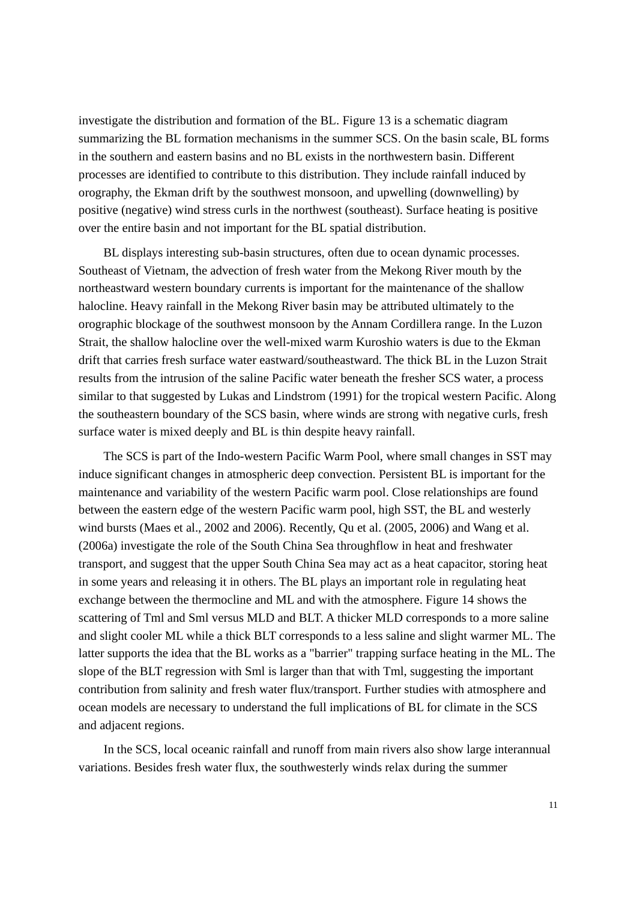investigate the distribution and formation of the BL. Figure 13 is a schematic diagram summarizing the BL formation mechanisms in the summer SCS. On the basin scale, BL forms in the southern and eastern basins and no BL exists in the northwestern basin. Different processes are identified to contribute to this distribution. They include rainfall induced by orography, the Ekman drift by the southwest monsoon, and upwelling (downwelling) by positive (negative) wind stress curls in the northwest (southeast). Surface heating is positive over the entire basin and not important for the BL spatial distribution.

BL displays interesting sub-basin structures, often due to ocean dynamic processes. Southeast of Vietnam, the advection of fresh water from the Mekong River mouth by the northeastward western boundary currents is important for the maintenance of the shallow halocline. Heavy rainfall in the Mekong River basin may be attributed ultimately to the orographic blockage of the southwest monsoon by the Annam Cordillera range. In the Luzon Strait, the shallow halocline over the well-mixed warm Kuroshio waters is due to the Ekman drift that carries fresh surface water eastward/southeastward. The thick BL in the Luzon Strait results from the intrusion of the saline Pacific water beneath the fresher SCS water, a process similar to that suggested by Lukas and Lindstrom (1991) for the tropical western Pacific. Along the southeastern boundary of the SCS basin, where winds are strong with negative curls, fresh surface water is mixed deeply and BL is thin despite heavy rainfall.

The SCS is part of the Indo-western Pacific Warm Pool, where small changes in SST may induce significant changes in atmospheric deep convection. Persistent BL is important for the maintenance and variability of the western Pacific warm pool. Close relationships are found between the eastern edge of the western Pacific warm pool, high SST, the BL and westerly wind bursts (Maes et al., 2002 and 2006). Recently, Qu et al. (2005, 2006) and Wang et al. (2006a) investigate the role of the South China Sea throughflow in heat and freshwater transport, and suggest that the upper South China Sea may act as a heat capacitor, storing heat in some years and releasing it in others. The BL plays an important role in regulating heat exchange between the thermocline and ML and with the atmosphere. Figure 14 shows the scattering of Tml and Sml versus MLD and BLT. A thicker MLD corresponds to a more saline and slight cooler ML while a thick BLT corresponds to a less saline and slight warmer ML. The latter supports the idea that the BL works as a "barrier" trapping surface heating in the ML. The slope of the BLT regression with Sml is larger than that with Tml, suggesting the important contribution from salinity and fresh water flux/transport. Further studies with atmosphere and ocean models are necessary to understand the full implications of BL for climate in the SCS and adjacent regions.

In the SCS, local oceanic rainfall and runoff from main rivers also show large interannual variations. Besides fresh water flux, the southwesterly winds relax during the summer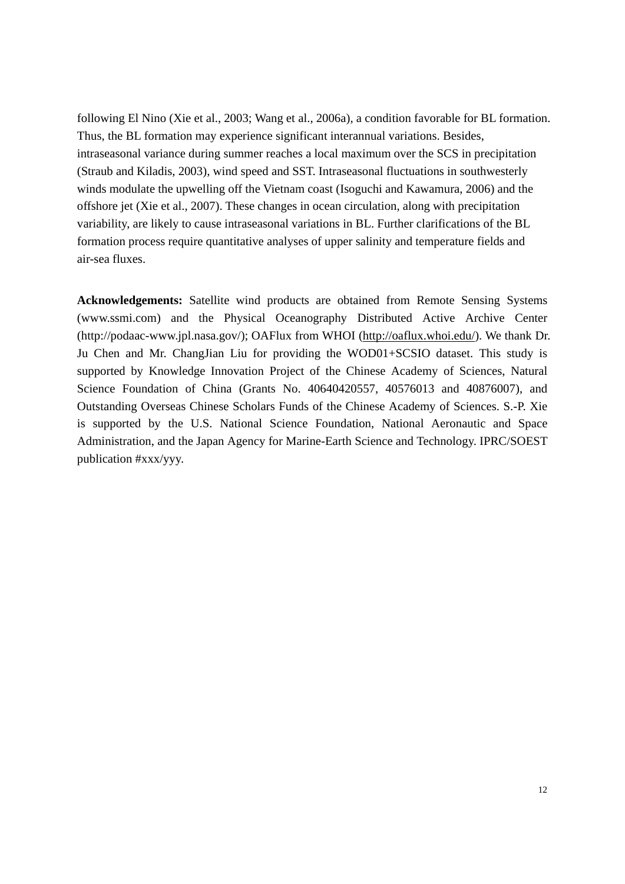following El Nino (Xie et al., 2003; Wang et al., 2006a), a condition favorable for BL formation. Thus, the BL formation may experience significant interannual variations. Besides, intraseasonal variance during summer reaches a local maximum over the SCS in precipitation (Straub and Kiladis, 2003), wind speed and SST. Intraseasonal fluctuations in southwesterly winds modulate the upwelling off the Vietnam coast (Isoguchi and Kawamura, 2006) and the offshore jet (Xie et al., 2007). These changes in ocean circulation, along with precipitation variability, are likely to cause intraseasonal variations in BL. Further clarifications of the BL formation process require quantitative analyses of upper salinity and temperature fields and air-sea fluxes.

**Acknowledgements:** Satellite wind products are obtained from Remote Sensing Systems (www.ssmi.com) and the Physical Oceanography Distributed Active Archive Center (http://podaac-www.jpl.nasa.gov/); OAFlux from WHOI (http://oaflux.whoi.edu/). We thank Dr. Ju Chen and Mr. ChangJian Liu for providing the WOD01+SCSIO dataset. This study is supported by Knowledge Innovation Project of the Chinese Academy of Sciences, Natural Science Foundation of China (Grants No. 40640420557, 40576013 and 40876007), and Outstanding Overseas Chinese Scholars Funds of the Chinese Academy of Sciences. S.-P. Xie is supported by the U.S. National Science Foundation, National Aeronautic and Space Administration, and the Japan Agency for Marine-Earth Science and Technology. IPRC/SOEST publication #xxx/yyy.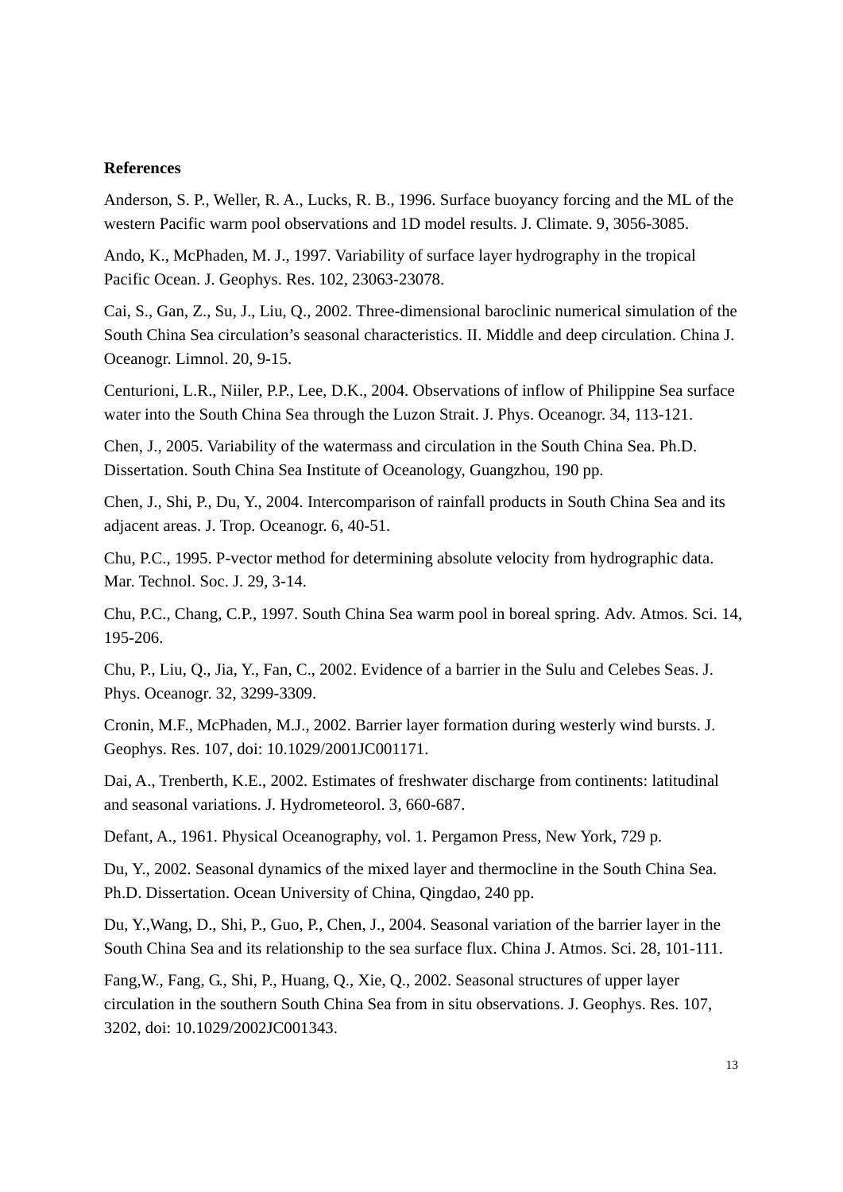**References**

Anderson, S. P., Weller, R. A., Lucks, R. B., 1996. Surface buoyancy forcing and the ML of the western Pacific warm pool observations and 1D model results. J. Climate. 9, 3056-3085.

Ando, K., McPhaden, M. J., 1997. Variability of surface layer hydrography in the tropical Pacific Ocean. J. Geophys. Res. 102, 23063-23078.

Cai, S., Gan, Z., Su, J., Liu, Q., 2002. Three-dimensional baroclinic numerical simulation of the South China Sea circulation's seasonal characteristics. II. Middle and deep circulation. China J. Oceanogr. Limnol. 20, 9-15.

Centurioni, L.R., Niiler, P.P., Lee, D.K., 2004. Observations of inflow of Philippine Sea surface water into the South China Sea through the Luzon Strait. J. Phys. Oceanogr. 34, 113-121.

Chen, J., 2005. Variability of the watermass and circulation in the South China Sea. Ph.D. Dissertation. South China Sea Institute of Oceanology, Guangzhou, 190 pp.

Chen, J., Shi, P., Du, Y., 2004. Intercomparison of rainfall products in South China Sea and its adjacent areas. J. Trop. Oceanogr. 6, 40-51.

Chu, P.C., 1995. P-vector method for determining absolute velocity from hydrographic data. Mar. Technol. Soc. J. 29, 3-14.

Chu, P.C., Chang, C.P., 1997. South China Sea warm pool in boreal spring. Adv. Atmos. Sci. 14, 195-206.

Chu, P., Liu, Q., Jia, Y., Fan, C., 2002. Evidence of a barrier in the Sulu and Celebes Seas. J. Phys. Oceanogr. 32, 3299-3309.

Cronin, M.F., McPhaden, M.J., 2002. Barrier layer formation during westerly wind bursts. J. Geophys. Res. 107, doi: 10.1029/2001JC001171.

Dai, A., Trenberth, K.E., 2002. Estimates of freshwater discharge from continents: latitudinal and seasonal variations. J. Hydrometeorol. 3, 660-687.

Defant, A., 1961. Physical Oceanography, vol. 1. Pergamon Press, New York, 729 p.

Du, Y., 2002. Seasonal dynamics of the mixed layer and thermocline in the South China Sea. Ph.D. Dissertation. Ocean University of China, Qingdao, 240 pp.

Du, Y.,Wang, D., Shi, P., Guo, P., Chen, J., 2004. Seasonal variation of the barrier layer in the South China Sea and its relationship to the sea surface flux. China J. Atmos. Sci. 28, 101-111.

Fang,W., Fang, G., Shi, P., Huang, Q., Xie, Q., 2002. Seasonal structures of upper layer circulation in the southern South China Sea from in situ observations. J. Geophys. Res. 107, 3202, doi: 10.1029/2002JC001343.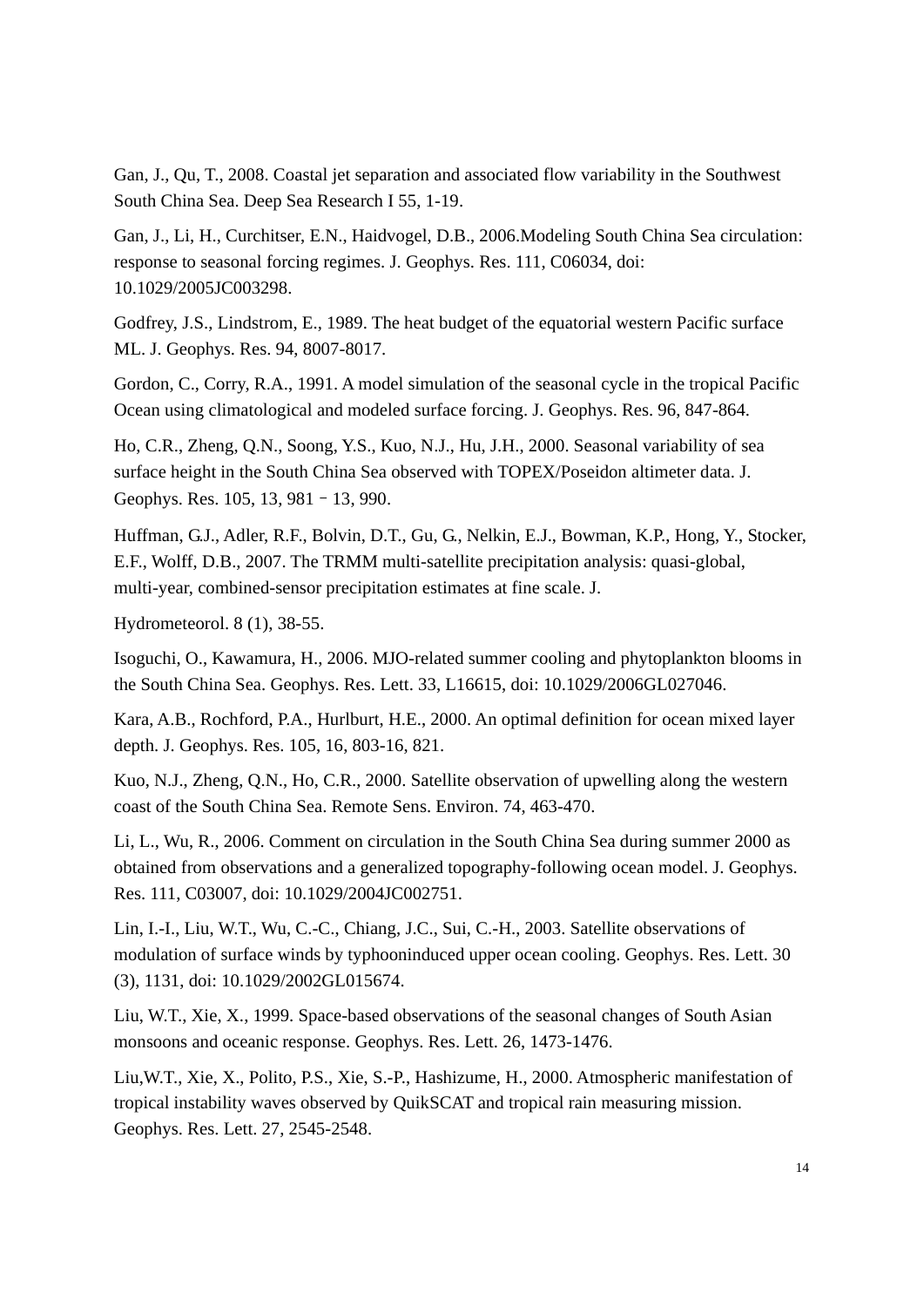Gan, J., Qu, T., 2008. Coastal jet separation and associated flow variability in the Southwest South China Sea. Deep Sea Research I 55, 1-19.

Gan, J., Li, H., Curchitser, E.N., Haidvogel, D.B., 2006.Modeling South China Sea circulation: response to seasonal forcing regimes. J. Geophys. Res. 111, C06034, doi: 10.1029/2005JC003298.

Godfrey, J.S., Lindstrom, E., 1989. The heat budget of the equatorial western Pacific surface ML. J. Geophys. Res. 94, 8007-8017.

Gordon, C., Corry, R.A., 1991. A model simulation of the seasonal cycle in the tropical Pacific Ocean using climatological and modeled surface forcing. J. Geophys. Res. 96, 847-864.

Ho, C.R., Zheng, Q.N., Soong, Y.S., Kuo, N.J., Hu, J.H., 2000. Seasonal variability of sea surface height in the South China Sea observed with TOPEX/Poseidon altimeter data. J. Geophys. Res. 105, 13, 981 – 13, 990.

Huffman, G.J., Adler, R.F., Bolvin, D.T., Gu, G., Nelkin, E.J., Bowman, K.P., Hong, Y., Stocker, E.F., Wolff, D.B., 2007. The TRMM multi-satellite precipitation analysis: quasi-global, multi-year, combined-sensor precipitation estimates at fine scale. J.

Hydrometeorol. 8 (1), 38-55.

Isoguchi, O., Kawamura, H., 2006. MJO-related summer cooling and phytoplankton blooms in the South China Sea. Geophys. Res. Lett. 33, L16615, doi: 10.1029/2006GL027046.

Kara, A.B., Rochford, P.A., Hurlburt, H.E., 2000. An optimal definition for ocean mixed layer depth. J. Geophys. Res. 105, 16, 803-16, 821.

Kuo, N.J., Zheng, Q.N., Ho, C.R., 2000. Satellite observation of upwelling along the western coast of the South China Sea. Remote Sens. Environ. 74, 463-470.

Li, L., Wu, R., 2006. Comment on circulation in the South China Sea during summer 2000 as obtained from observations and a generalized topography-following ocean model. J. Geophys. Res. 111, C03007, doi: 10.1029/2004JC002751.

Lin, I.-I., Liu, W.T., Wu, C.-C., Chiang, J.C., Sui, C.-H., 2003. Satellite observations of modulation of surface winds by typhooninduced upper ocean cooling. Geophys. Res. Lett. 30 (3), 1131, doi: 10.1029/2002GL015674.

Liu, W.T., Xie, X., 1999. Space-based observations of the seasonal changes of South Asian monsoons and oceanic response. Geophys. Res. Lett. 26, 1473-1476.

Liu,W.T., Xie, X., Polito, P.S., Xie, S.-P., Hashizume, H., 2000. Atmospheric manifestation of tropical instability waves observed by QuikSCAT and tropical rain measuring mission. Geophys. Res. Lett. 27, 2545-2548.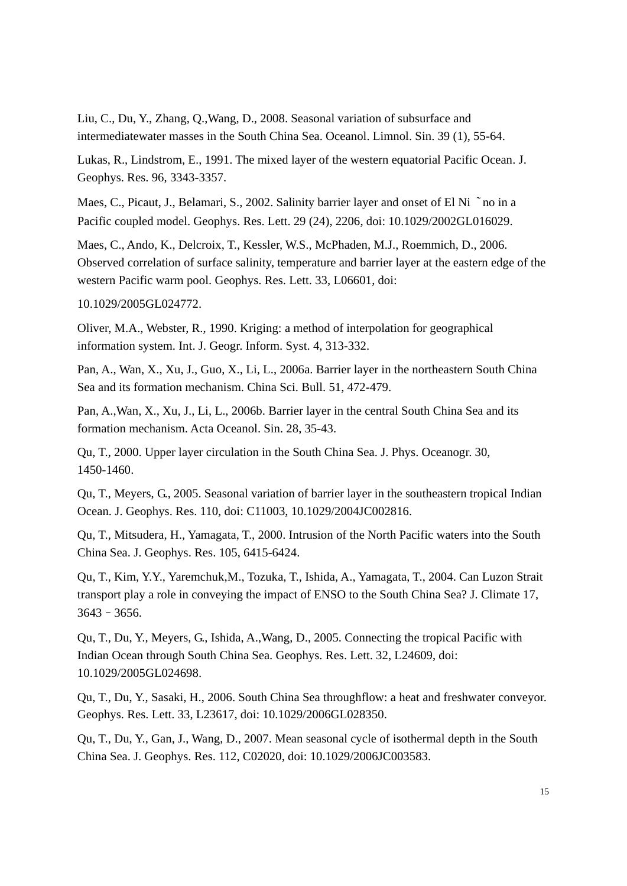Liu, C., Du, Y., Zhang, Q.,Wang, D., 2008. Seasonal variation of subsurface and intermediatewater masses in the South China Sea. Oceanol. Limnol. Sin. 39 (1), 55-64.

Lukas, R., Lindstrom, E., 1991. The mixed layer of the western equatorial Pacific Ocean. J. Geophys. Res. 96, 3343-3357.

Maes, C., Picaut, J., Belamari, S., 2002. Salinity barrier layer and onset of El Ni ˜no in a Pacific coupled model. Geophys. Res. Lett. 29 (24), 2206, doi: 10.1029/2002GL016029.

Maes, C., Ando, K., Delcroix, T., Kessler, W.S., McPhaden, M.J., Roemmich, D., 2006. Observed correlation of surface salinity, temperature and barrier layer at the eastern edge of the western Pacific warm pool. Geophys. Res. Lett. 33, L06601, doi:

10.1029/2005GL024772.

Oliver, M.A., Webster, R., 1990. Kriging: a method of interpolation for geographical information system. Int. J. Geogr. Inform. Syst. 4, 313-332.

Pan, A., Wan, X., Xu, J., Guo, X., Li, L., 2006a. Barrier layer in the northeastern South China Sea and its formation mechanism. China Sci. Bull. 51, 472-479.

Pan, A.,Wan, X., Xu, J., Li, L., 2006b. Barrier layer in the central South China Sea and its formation mechanism. Acta Oceanol. Sin. 28, 35-43.

Qu, T., 2000. Upper layer circulation in the South China Sea. J. Phys. Oceanogr. 30, 1450-1460.

Qu, T., Meyers, G., 2005. Seasonal variation of barrier layer in the southeastern tropical Indian Ocean. J. Geophys. Res. 110, doi: C11003, 10.1029/2004JC002816.

Qu, T., Mitsudera, H., Yamagata, T., 2000. Intrusion of the North Pacific waters into the South China Sea. J. Geophys. Res. 105, 6415-6424.

Qu, T., Kim, Y.Y., Yaremchuk,M., Tozuka, T., Ishida, A., Yamagata, T., 2004. Can Luzon Strait transport play a role in conveying the impact of ENSO to the South China Sea? J. Climate 17, 3643–3656.

Qu, T., Du, Y., Meyers, G., Ishida, A.,Wang, D., 2005. Connecting the tropical Pacific with Indian Ocean through South China Sea. Geophys. Res. Lett. 32, L24609, doi: 10.1029/2005GL024698.

Qu, T., Du, Y., Sasaki, H., 2006. South China Sea throughflow: a heat and freshwater conveyor. Geophys. Res. Lett. 33, L23617, doi: 10.1029/2006GL028350.

Qu, T., Du, Y., Gan, J., Wang, D., 2007. Mean seasonal cycle of isothermal depth in the South China Sea. J. Geophys. Res. 112, C02020, doi: 10.1029/2006JC003583.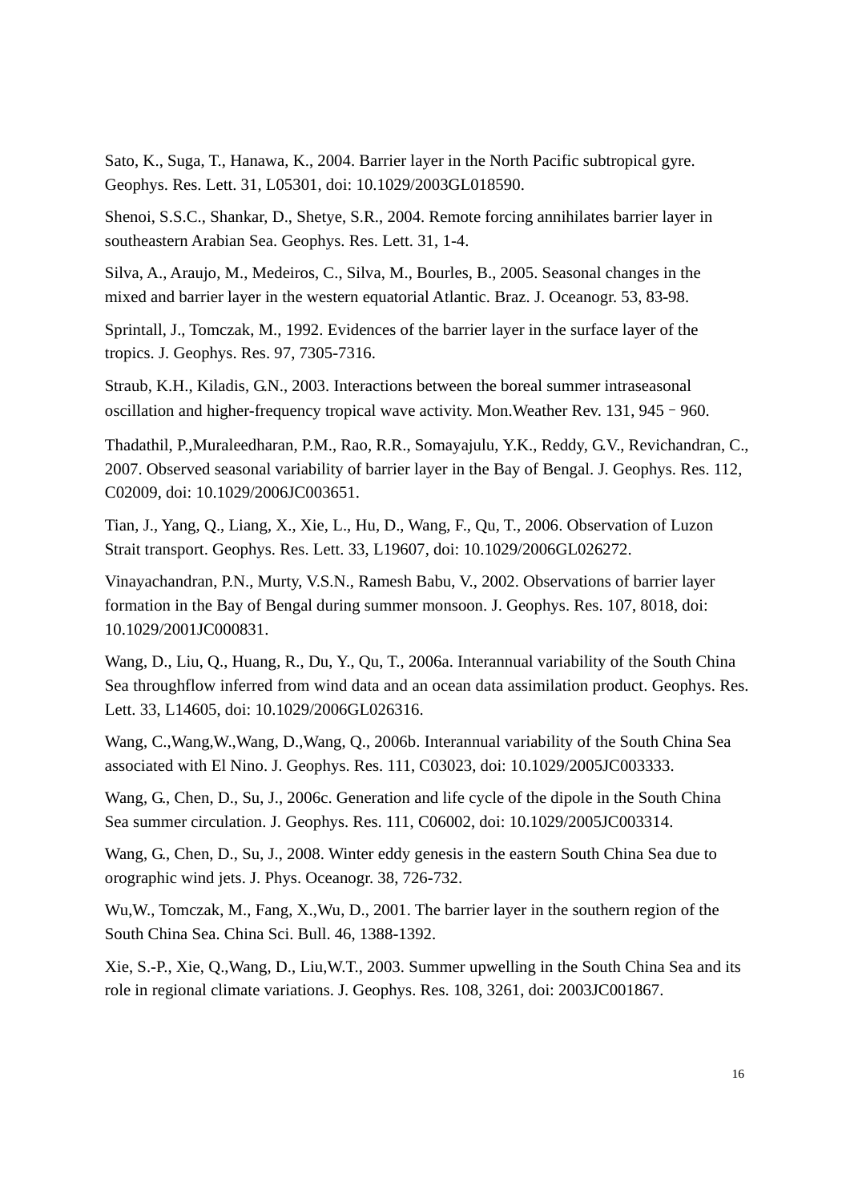Sato, K., Suga, T., Hanawa, K., 2004. Barrier layer in the North Pacific subtropical gyre. Geophys. Res. Lett. 31, L05301, doi: 10.1029/2003GL018590.

Shenoi, S.S.C., Shankar, D., Shetye, S.R., 2004. Remote forcing annihilates barrier layer in southeastern Arabian Sea. Geophys. Res. Lett. 31, 1-4.

Silva, A., Araujo, M., Medeiros, C., Silva, M., Bourles, B., 2005. Seasonal changes in the mixed and barrier layer in the western equatorial Atlantic. Braz. J. Oceanogr. 53, 83-98.

Sprintall, J., Tomczak, M., 1992. Evidences of the barrier layer in the surface layer of the tropics. J. Geophys. Res. 97, 7305-7316.

Straub, K.H., Kiladis, G.N., 2003. Interactions between the boreal summer intraseasonal oscillation and higher-frequency tropical wave activity. Mon.Weather Rev. 131, 945–960.

Thadathil, P.,Muraleedharan, P.M., Rao, R.R., Somayajulu, Y.K., Reddy, G.V., Revichandran, C., 2007. Observed seasonal variability of barrier layer in the Bay of Bengal. J. Geophys. Res. 112, C02009, doi: 10.1029/2006JC003651.

Tian, J., Yang, Q., Liang, X., Xie, L., Hu, D., Wang, F., Qu, T., 2006. Observation of Luzon Strait transport. Geophys. Res. Lett. 33, L19607, doi: 10.1029/2006GL026272.

Vinayachandran, P.N., Murty, V.S.N., Ramesh Babu, V., 2002. Observations of barrier layer formation in the Bay of Bengal during summer monsoon. J. Geophys. Res. 107, 8018, doi: 10.1029/2001JC000831.

Wang, D., Liu, Q., Huang, R., Du, Y., Qu, T., 2006a. Interannual variability of the South China Sea throughflow inferred from wind data and an ocean data assimilation product. Geophys. Res. Lett. 33, L14605, doi: 10.1029/2006GL026316.

Wang, C.,Wang,W.,Wang, D.,Wang, Q., 2006b. Interannual variability of the South China Sea associated with El Nino. J. Geophys. Res. 111, C03023, doi: 10.1029/2005JC003333.

Wang, G., Chen, D., Su, J., 2006c. Generation and life cycle of the dipole in the South China Sea summer circulation. J. Geophys. Res. 111, C06002, doi: 10.1029/2005JC003314.

Wang, G., Chen, D., Su, J., 2008. Winter eddy genesis in the eastern South China Sea due to orographic wind jets. J. Phys. Oceanogr. 38, 726-732.

Wu,W., Tomczak, M., Fang, X.,Wu, D., 2001. The barrier layer in the southern region of the South China Sea. China Sci. Bull. 46, 1388-1392.

Xie, S.-P., Xie, Q.,Wang, D., Liu,W.T., 2003. Summer upwelling in the South China Sea and its role in regional climate variations. J. Geophys. Res. 108, 3261, doi: 2003JC001867.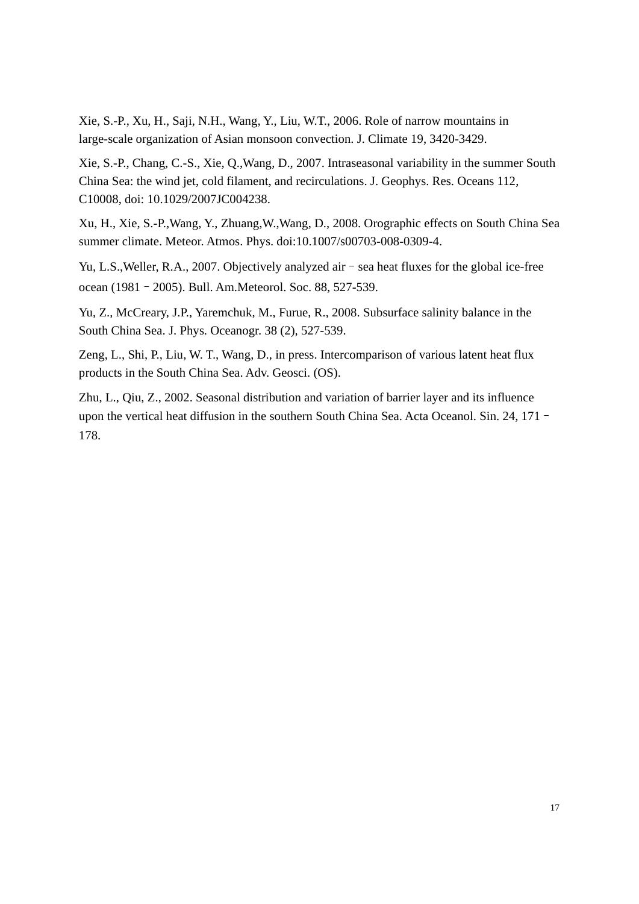Xie, S.-P., Xu, H., Saji, N.H., Wang, Y., Liu, W.T., 2006. Role of narrow mountains in large-scale organization of Asian monsoon convection. J. Climate 19, 3420-3429.

Xie, S.-P., Chang, C.-S., Xie, Q.,Wang, D., 2007. Intraseasonal variability in the summer South China Sea: the wind jet, cold filament, and recirculations. J. Geophys. Res. Oceans 112, C10008, doi: 10.1029/2007JC004238.

Xu, H., Xie, S.-P.,Wang, Y., Zhuang,W.,Wang, D., 2008. Orographic effects on South China Sea summer climate. Meteor. Atmos. Phys. doi:10.1007/s00703-008-0309-4.

Yu, L.S.,Weller, R.A., 2007. Objectively analyzed air–sea heat fluxes for the global ice-free ocean (1981–2005). Bull. Am.Meteorol. Soc. 88, 527-539.

Yu, Z., McCreary, J.P., Yaremchuk, M., Furue, R., 2008. Subsurface salinity balance in the South China Sea. J. Phys. Oceanogr. 38 (2), 527-539.

Zeng, L., Shi, P., Liu, W. T., Wang, D., in press. Intercomparison of various latent heat flux products in the South China Sea. Adv. Geosci. (OS).

Zhu, L., Qiu, Z., 2002. Seasonal distribution and variation of barrier layer and its influence upon the vertical heat diffusion in the southern South China Sea. Acta Oceanol. Sin. 24, 171–178.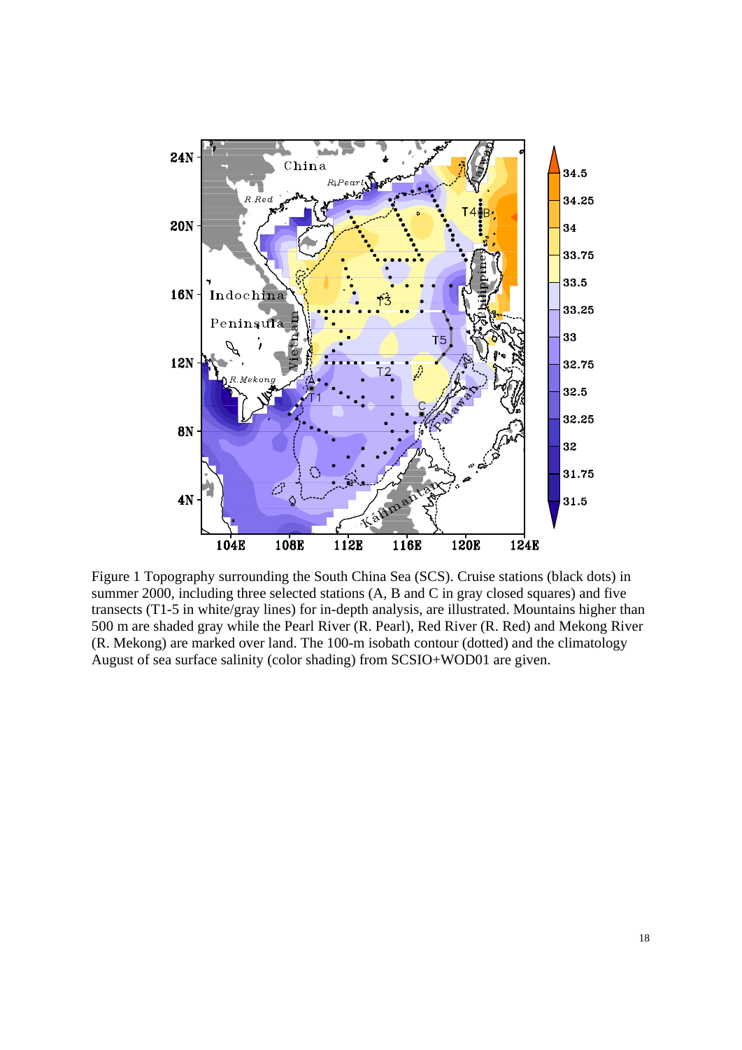Figure 1 Topography surrounding the South China Sea (SCS). Cruise stations (black dots) in summer 2000, including three selected stations (A, B and C in gray closed squares) and five transects (T1-5 in white/gray lines) for in-depth analysis, are illustrated. Mountains higher than 500 m are shaded gray while the Pearl River (R. Pearl), Red River (R. Red) and Mekong River (R. Mekong) are marked over land. The 100-m isobath contour (dotted) and the climatology August of sea surface salinity (color shading) from SCSIO+WOD01 are given.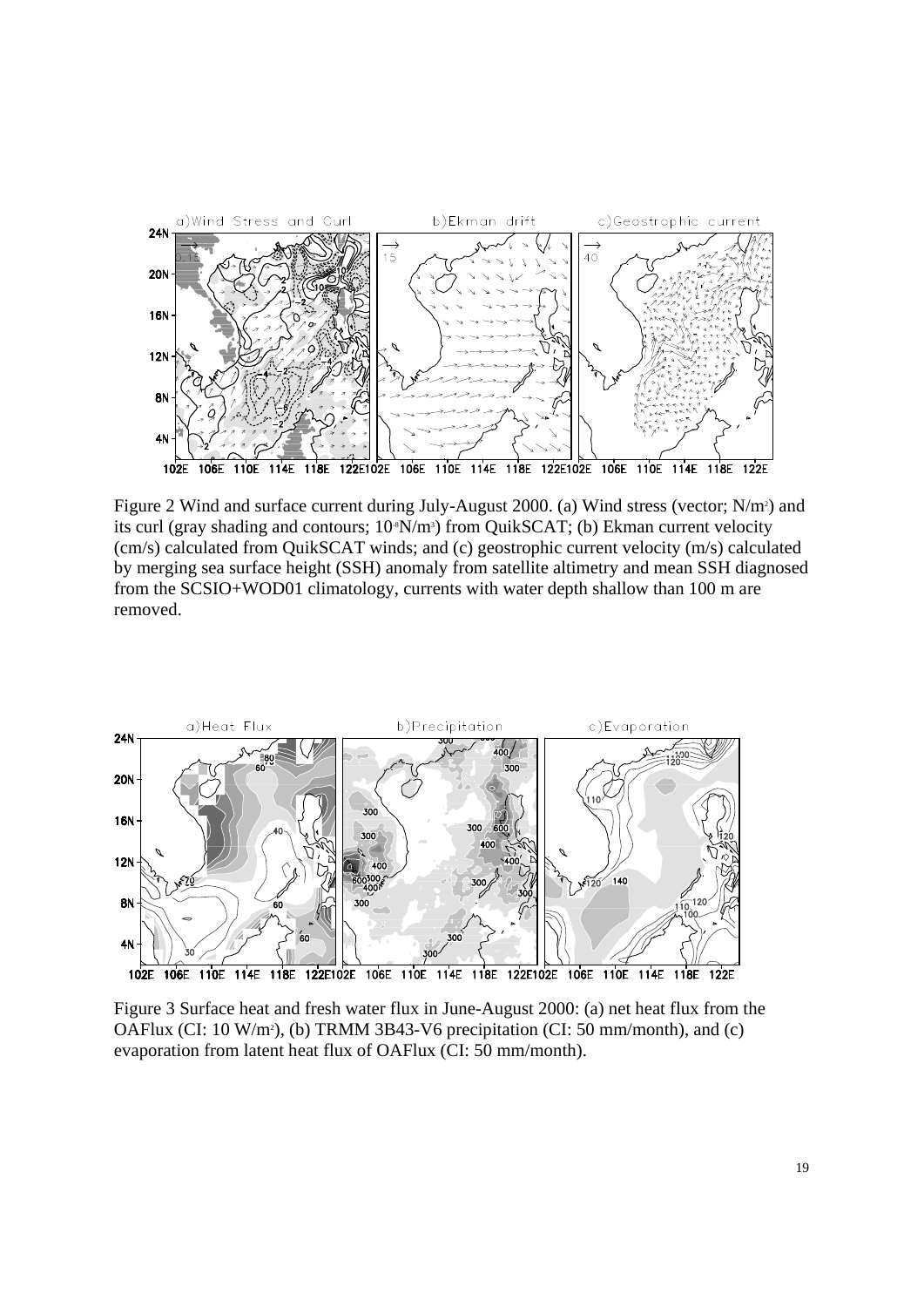Figure 2 Wind and surface current during July-August 2000. (a) Wind stress (vector; $N/m^2$) and its curl (gray shading and contours; $10^{-8}N/m^3$) from QuikSCAT; (b) Ekman current velocity (cm/s) calculated from QuikSCAT winds; and (c) geostrophic current velocity (m/s) calculated by merging sea surface height (SSH) anomaly from satellite altimetry and mean SSH diagnosed from the SCSIO+WOD01 climatology, currents with water depth shallow than 100 m are removed.

Figure 3 Surface heat and fresh water flux in June-August 2000: (a) net heat flux from the OAFlux (CI: 10 $W/m^2$), (b) TRMM 3B43-V6 precipitation (CI: 50 mm/month), and (c) evaporation from latent heat flux of OAFlux (CI: 50 mm/month).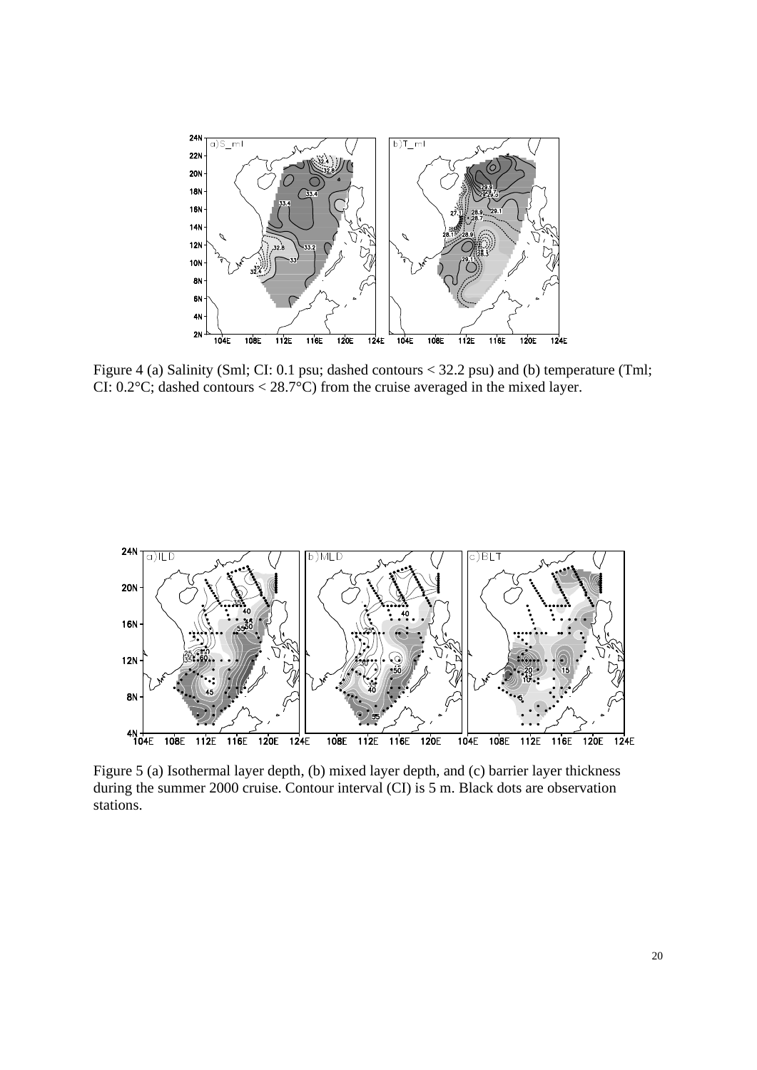Figure 4 (a) Salinity (Sml; CI: 0.1 psu; dashed contours < 32.2 psu) and (b) temperature (Tml; CI: 0.2°C; dashed contours < 28.7°C) from the cruise averaged in the mixed layer.

Figure 5 (a) Isothermal layer depth, (b) mixed layer depth, and (c) barrier layer thickness during the summer 2000 cruise. Contour interval (CI) is 5 m. Black dots are observation stations.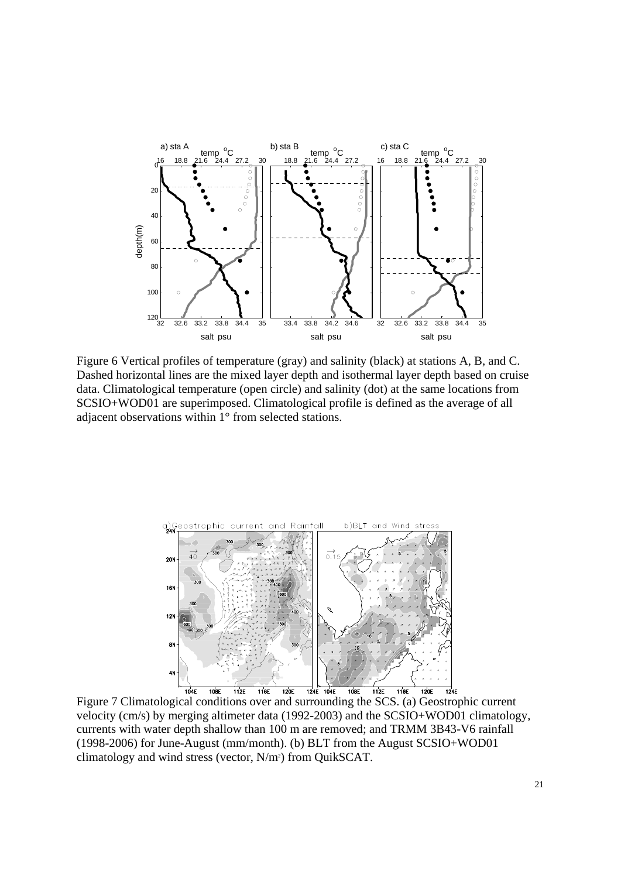Figure 6 Vertical profiles of temperature (gray) and salinity (black) at stations A, B, and C. Dashed horizontal lines are the mixed layer depth and isothermal layer depth based on cruise data. Climatological temperature (open circle) and salinity (dot) at the same locations from SCSIO+WOD01 are superimposed. Climatological profile is defined as the average of all adjacent observations within 1° from selected stations.

Figure 7 Climatological conditions over and surrounding the SCS. (a) Geostrophic current velocity (cm/s) by merging altimeter data (1992-2003) and the SCSIO+WOD01 climatology, currents with water depth shallow than 100 m are removed; and TRMM 3B43-V6 rainfall (1998-2006) for June-August (mm/month). (b) BLT from the August SCSIO+WOD01 climatology and wind stress (vector, $N/m^2$) from QuikSCAT.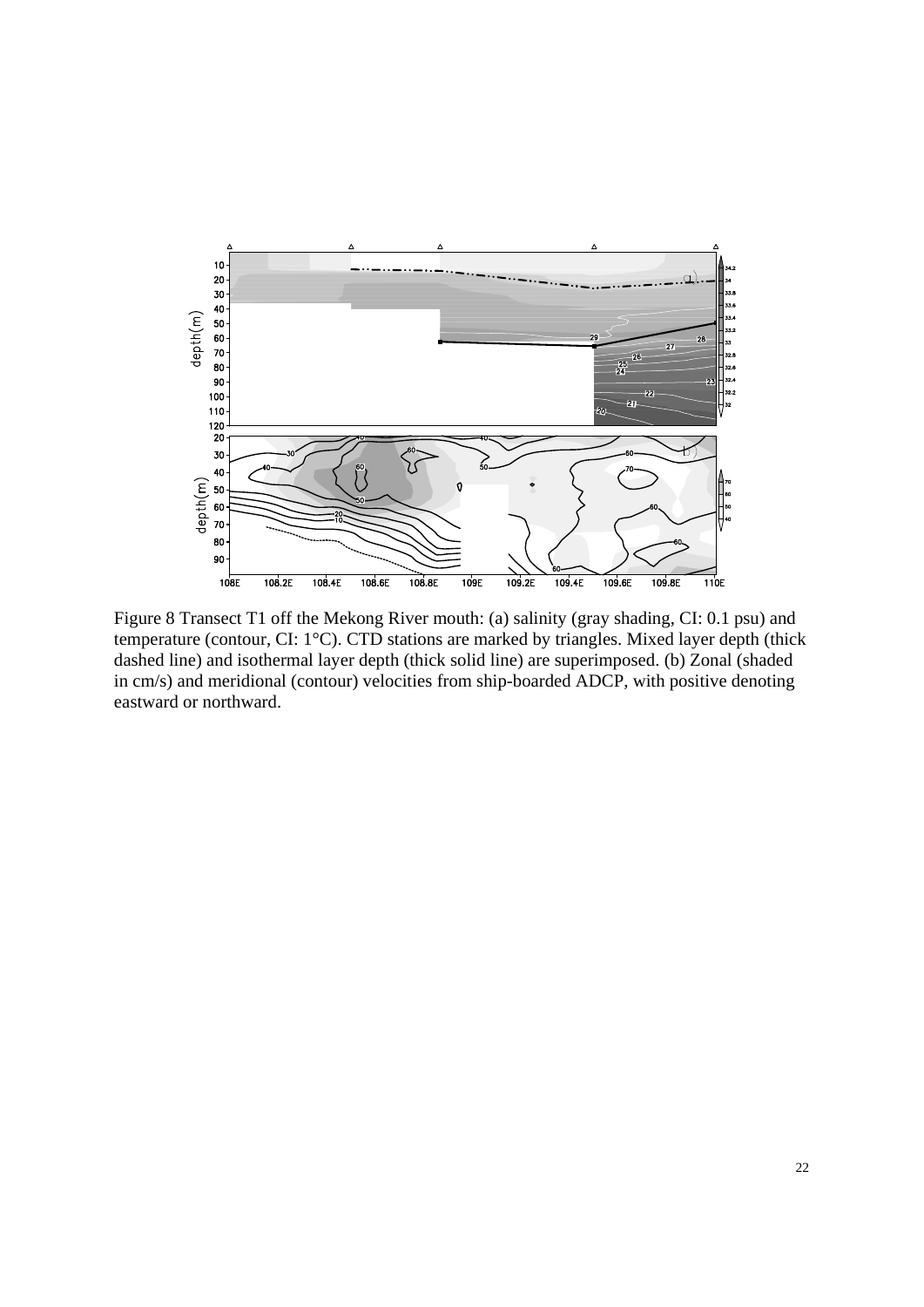Figure 8 Transect T1 off the Mekong River mouth: (a) salinity (gray shading, CI: 0.1 psu) and temperature (contour, CI: 1°C). CTD stations are marked by triangles. Mixed layer depth (thick dashed line) and isothermal layer depth (thick solid line) are superimposed. (b) Zonal (shaded in cm/s) and meridional (contour) velocities from ship-boarded ADCP, with positive denoting eastward or northward.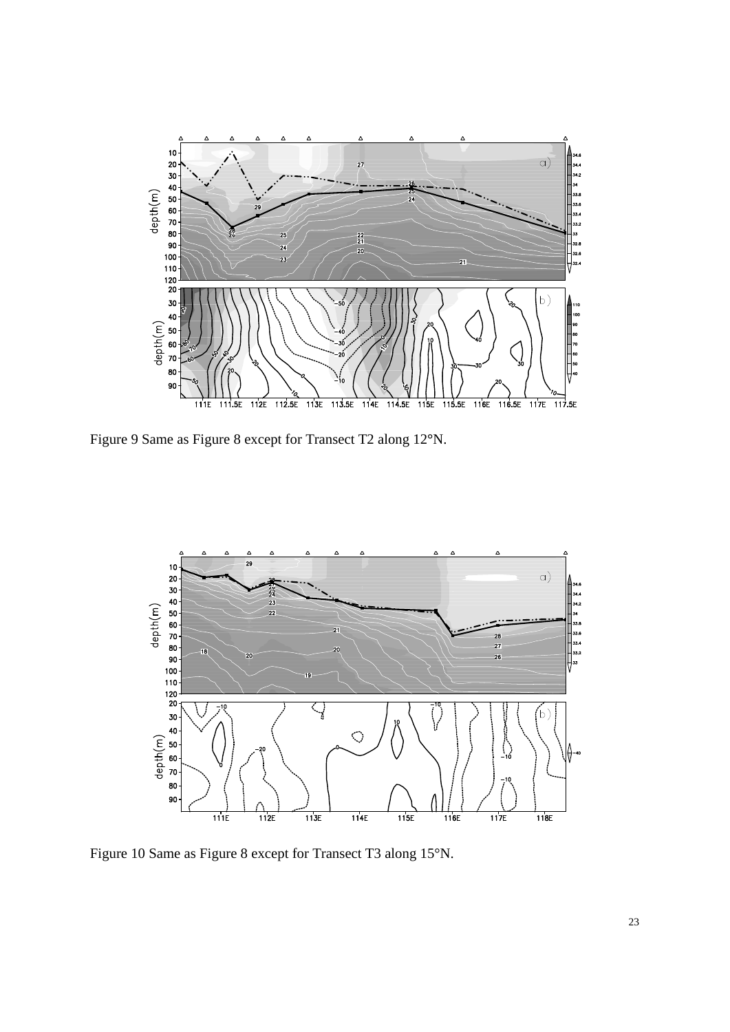Figure 9 Same as Figure 8 except for Transect T2 along 12°N.

Figure 10 Same as Figure 8 except for Transect T3 along 15°N.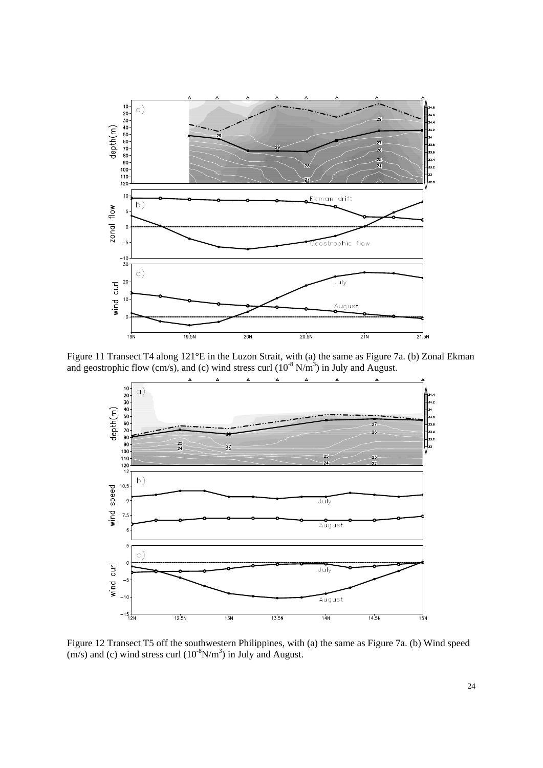Figure 11 Transect T4 along 121°E in the Luzon Strait, with (a) the same as Figure 7a. (b) Zonal Ekman and geostrophic flow (cm/s), and (c) wind stress curl ($10^{-8}$ N/m$^3$) in July and August.

Figure 12 Transect T5 off the southwestern Philippines, with (a) the same as Figure 7a. (b) Wind speed (m/s) and (c) wind stress curl ($10^{-8}$N/m$^3$) in July and August.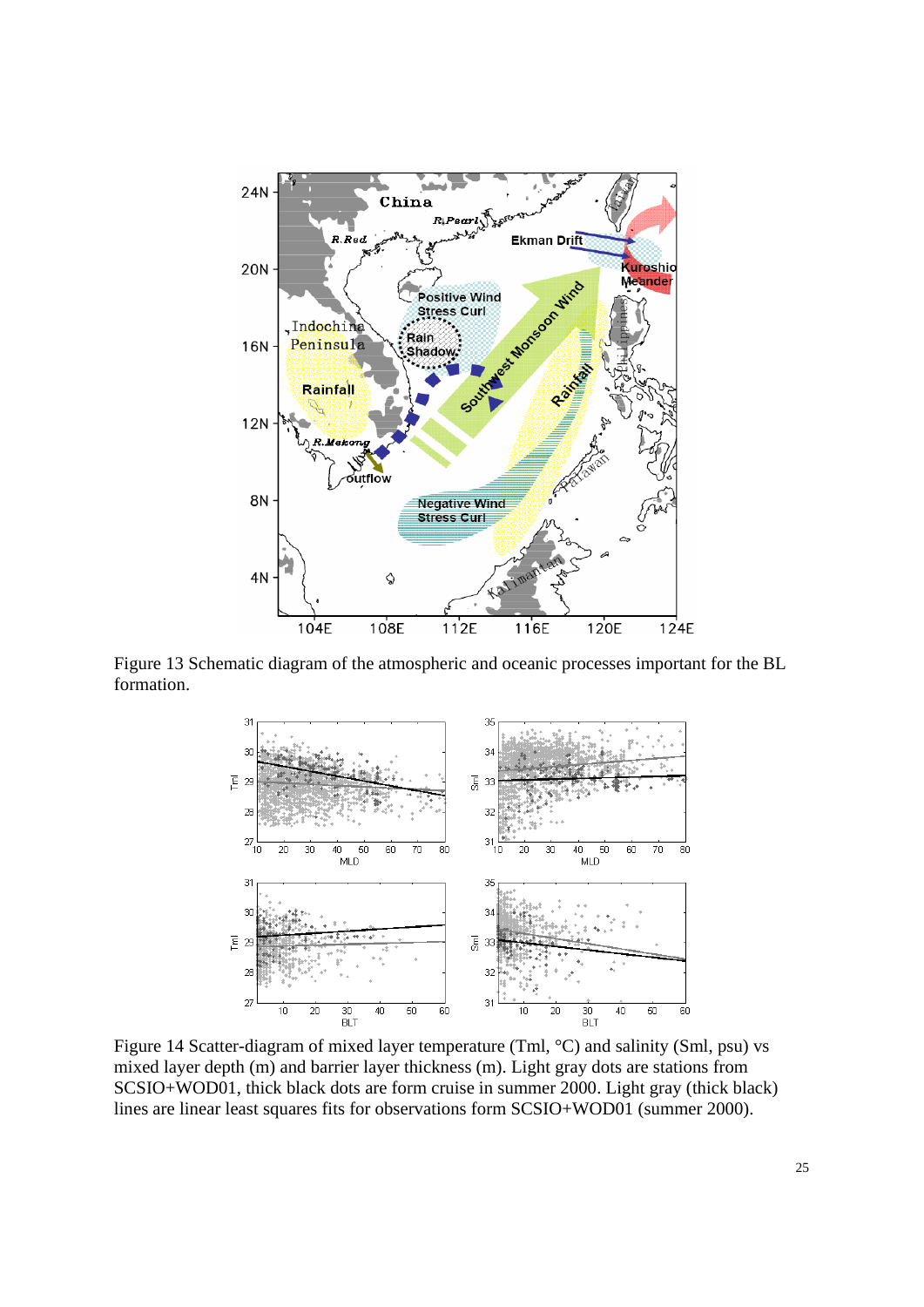24N

20N

16N

12N

8N

4N

104E 108E 112E 116E 120E 124E

China

R.Pearl

R.Red

Ekman Drift

Taiwan

Kuroshio Meander

Positive Wind Stress Curl

Indochina Peninsula

Rain Shadow

Southwest Monsoon Wind

Philippines

Rainfall

Rainfall

R.Mekong

outflow

Palawan

Negative Wind Stress Curl

Kalimantan

Figure 13 Schematic diagram of the atmospheric and oceanic processes important for the BL formation.

Tml

MLD

Sml

MLD

Tml

BLT

Sml

BLT

Figure 14 Scatter-diagram of mixed layer temperature (Tml, °C) and salinity (Sml, psu) vs mixed layer depth (m) and barrier layer thickness (m). Light gray dots are stations from SCSIO+WOD01, thick black dots are form cruise in summer 2000. Light gray (thick black) lines are linear least squares fits for observations form SCSIO+WOD01 (summer 2000).